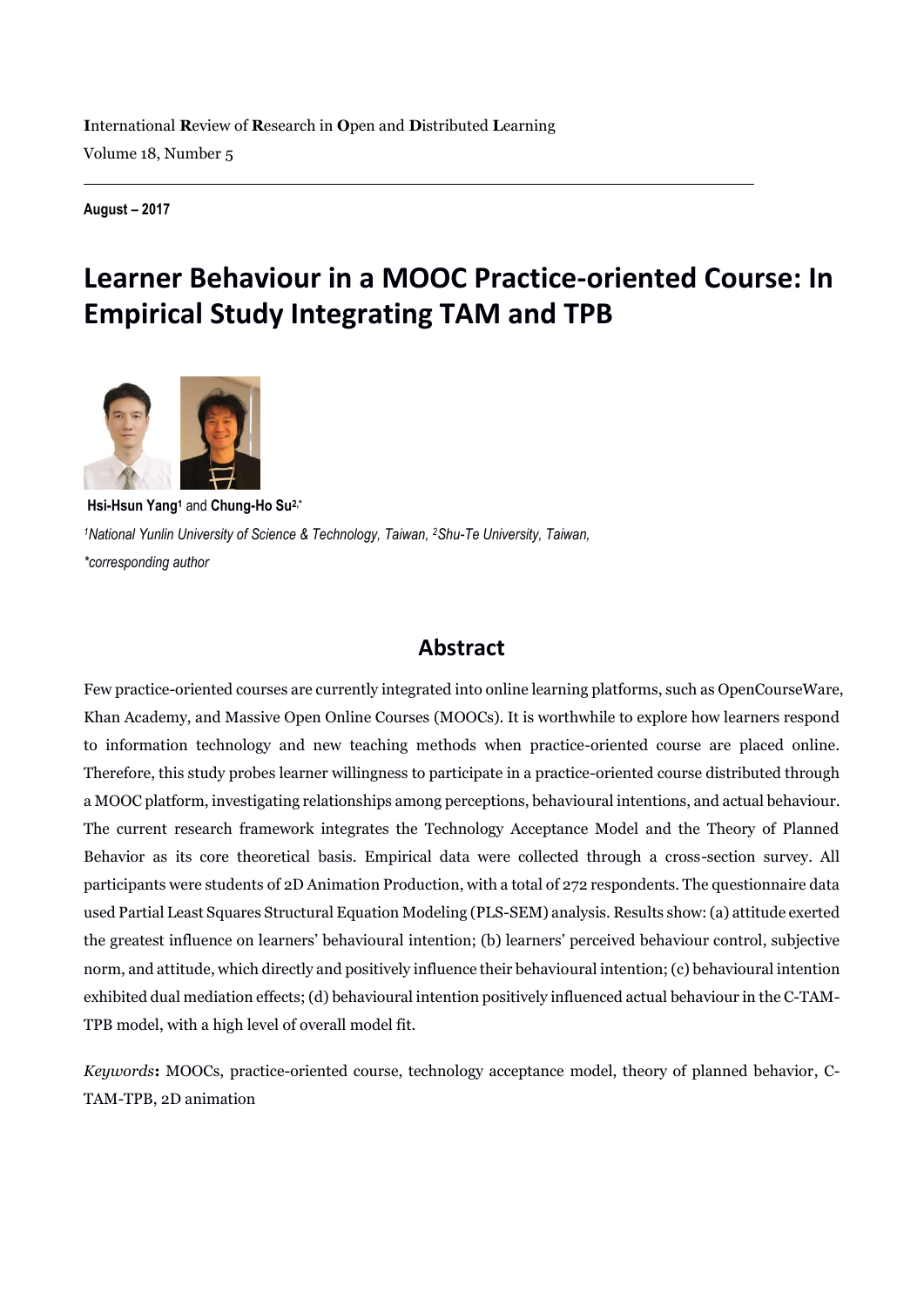**I**nternational **R**eview of **R**esearch in **O**pen and **D**istributed **L**earning
Volume 18, Number 5

---

**August – 2017**

# Learner Behaviour in a MOOC Practice-oriented Course: In Empirical Study Integrating TAM and TPB

**Hsi-Hsun Yang**[1] and **Chung-Ho Su**[2,*]

*[1]National Yunlin University of Science & Technology, Taiwan, [2]Shu-Te University, Taiwan,*
*\*corresponding author*

## Abstract

Few practice-oriented courses are currently integrated into online learning platforms, such as OpenCourseWare, Khan Academy, and Massive Open Online Courses (MOOCs). It is worthwhile to explore how learners respond to information technology and new teaching methods when practice-oriented course are placed online. Therefore, this study probes learner willingness to participate in a practice-oriented course distributed through a MOOC platform, investigating relationships among perceptions, behavioural intentions, and actual behaviour. The current research framework integrates the Technology Acceptance Model and the Theory of Planned Behavior as its core theoretical basis. Empirical data were collected through a cross-section survey. All participants were students of 2D Animation Production, with a total of 272 respondents. The questionnaire data used Partial Least Squares Structural Equation Modeling (PLS-SEM) analysis. Results show: (a) attitude exerted the greatest influence on learners' behavioural intention; (b) learners' perceived behaviour control, subjective norm, and attitude, which directly and positively influence their behavioural intention; (c) behavioural intention exhibited dual mediation effects; (d) behavioural intention positively influenced actual behaviour in the C-TAM-TPB model, with a high level of overall model fit.

*Keywords*: MOOCs, practice-oriented course, technology acceptance model, theory of planned behavior, C-TAM-TPB, 2D animation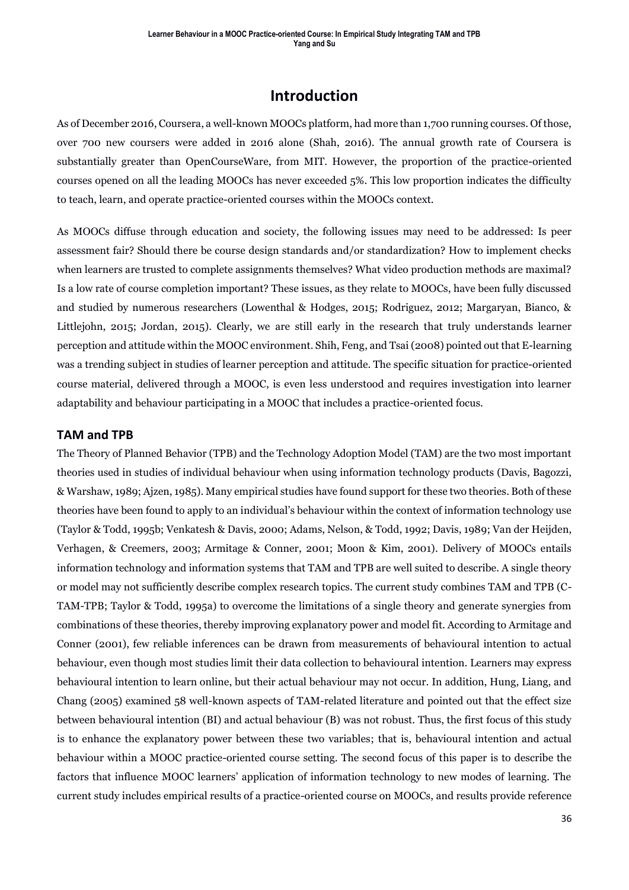# Introduction

As of December 2016, Coursera, a well-known MOOCs platform, had more than 1,700 running courses. Of those, over 700 new coursers were added in 2016 alone (Shah, 2016). The annual growth rate of Coursera is substantially greater than OpenCourseWare, from MIT. However, the proportion of the practice-oriented courses opened on all the leading MOOCs has never exceeded 5%. This low proportion indicates the difficulty to teach, learn, and operate practice-oriented courses within the MOOCs context.

As MOOCs diffuse through education and society, the following issues may need to be addressed: Is peer assessment fair? Should there be course design standards and/or standardization? How to implement checks when learners are trusted to complete assignments themselves? What video production methods are maximal? Is a low rate of course completion important? These issues, as they relate to MOOCs, have been fully discussed and studied by numerous researchers (Lowenthal & Hodges, 2015; Rodriguez, 2012; Margaryan, Bianco, & Littlejohn, 2015; Jordan, 2015). Clearly, we are still early in the research that truly understands learner perception and attitude within the MOOC environment. Shih, Feng, and Tsai (2008) pointed out that E-learning was a trending subject in studies of learner perception and attitude. The specific situation for practice-oriented course material, delivered through a MOOC, is even less understood and requires investigation into learner adaptability and behaviour participating in a MOOC that includes a practice-oriented focus.

## TAM and TPB

The Theory of Planned Behavior (TPB) and the Technology Adoption Model (TAM) are the two most important theories used in studies of individual behaviour when using information technology products (Davis, Bagozzi, & Warshaw, 1989; Ajzen, 1985). Many empirical studies have found support for these two theories. Both of these theories have been found to apply to an individual's behaviour within the context of information technology use (Taylor & Todd, 1995b; Venkatesh & Davis, 2000; Adams, Nelson, & Todd, 1992; Davis, 1989; Van der Heijden, Verhagen, & Creemers, 2003; Armitage & Conner, 2001; Moon & Kim, 2001). Delivery of MOOCs entails information technology and information systems that TAM and TPB are well suited to describe. A single theory or model may not sufficiently describe complex research topics. The current study combines TAM and TPB (C-TAM-TPB; Taylor & Todd, 1995a) to overcome the limitations of a single theory and generate synergies from combinations of these theories, thereby improving explanatory power and model fit. According to Armitage and Conner (2001), few reliable inferences can be drawn from measurements of behavioural intention to actual behaviour, even though most studies limit their data collection to behavioural intention. Learners may express behavioural intention to learn online, but their actual behaviour may not occur. In addition, Hung, Liang, and Chang (2005) examined 58 well-known aspects of TAM-related literature and pointed out that the effect size between behavioural intention (BI) and actual behaviour (B) was not robust. Thus, the first focus of this study is to enhance the explanatory power between these two variables; that is, behavioural intention and actual behaviour within a MOOC practice-oriented course setting. The second focus of this paper is to describe the factors that influence MOOC learners' application of information technology to new modes of learning. The current study includes empirical results of a practice-oriented course on MOOCs, and results provide reference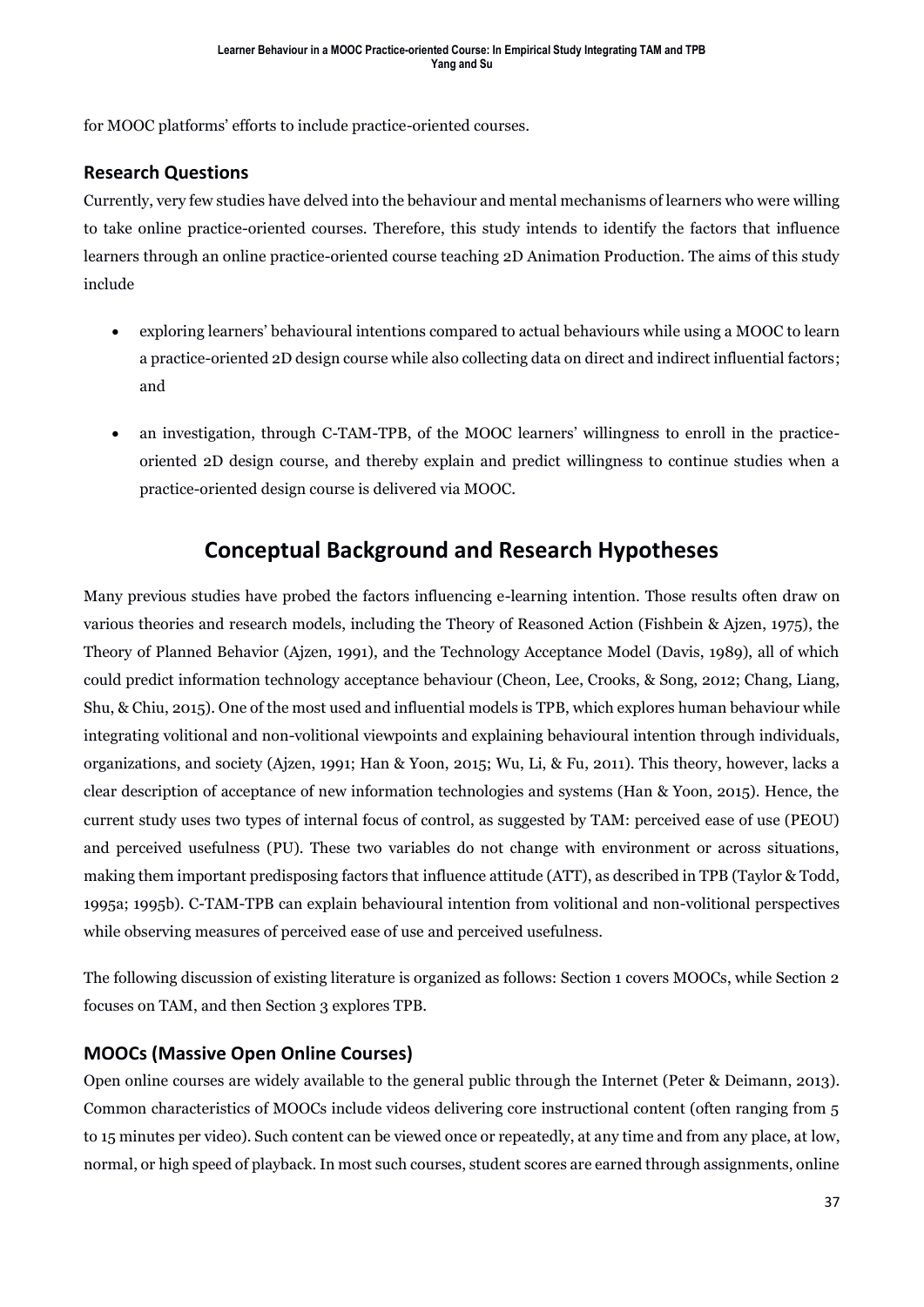for MOOC platforms' efforts to include practice-oriented courses.

### Research Questions

Currently, very few studies have delved into the behaviour and mental mechanisms of learners who were willing to take online practice-oriented courses. Therefore, this study intends to identify the factors that influence learners through an online practice-oriented course teaching 2D Animation Production. The aims of this study include

- exploring learners' behavioural intentions compared to actual behaviours while using a MOOC to learn a practice-oriented 2D design course while also collecting data on direct and indirect influential factors; and
- an investigation, through C-TAM-TPB, of the MOOC learners' willingness to enroll in the practice-oriented 2D design course, and thereby explain and predict willingness to continue studies when a practice-oriented design course is delivered via MOOC.

## Conceptual Background and Research Hypotheses

Many previous studies have probed the factors influencing e-learning intention. Those results often draw on various theories and research models, including the Theory of Reasoned Action (Fishbein & Ajzen, 1975), the Theory of Planned Behavior (Ajzen, 1991), and the Technology Acceptance Model (Davis, 1989), all of which could predict information technology acceptance behaviour (Cheon, Lee, Crooks, & Song, 2012; Chang, Liang, Shu, & Chiu, 2015). One of the most used and influential models is TPB, which explores human behaviour while integrating volitional and non-volitional viewpoints and explaining behavioural intention through individuals, organizations, and society (Ajzen, 1991; Han & Yoon, 2015; Wu, Li, & Fu, 2011). This theory, however, lacks a clear description of acceptance of new information technologies and systems (Han & Yoon, 2015). Hence, the current study uses two types of internal focus of control, as suggested by TAM: perceived ease of use (PEOU) and perceived usefulness (PU). These two variables do not change with environment or across situations, making them important predisposing factors that influence attitude (ATT), as described in TPB (Taylor & Todd, 1995a; 1995b). C-TAM-TPB can explain behavioural intention from volitional and non-volitional perspectives while observing measures of perceived ease of use and perceived usefulness.

The following discussion of existing literature is organized as follows: Section 1 covers MOOCs, while Section 2 focuses on TAM, and then Section 3 explores TPB.

### MOOCs (Massive Open Online Courses)

Open online courses are widely available to the general public through the Internet (Peter & Deimann, 2013). Common characteristics of MOOCs include videos delivering core instructional content (often ranging from 5 to 15 minutes per video). Such content can be viewed once or repeatedly, at any time and from any place, at low, normal, or high speed of playback. In most such courses, student scores are earned through assignments, online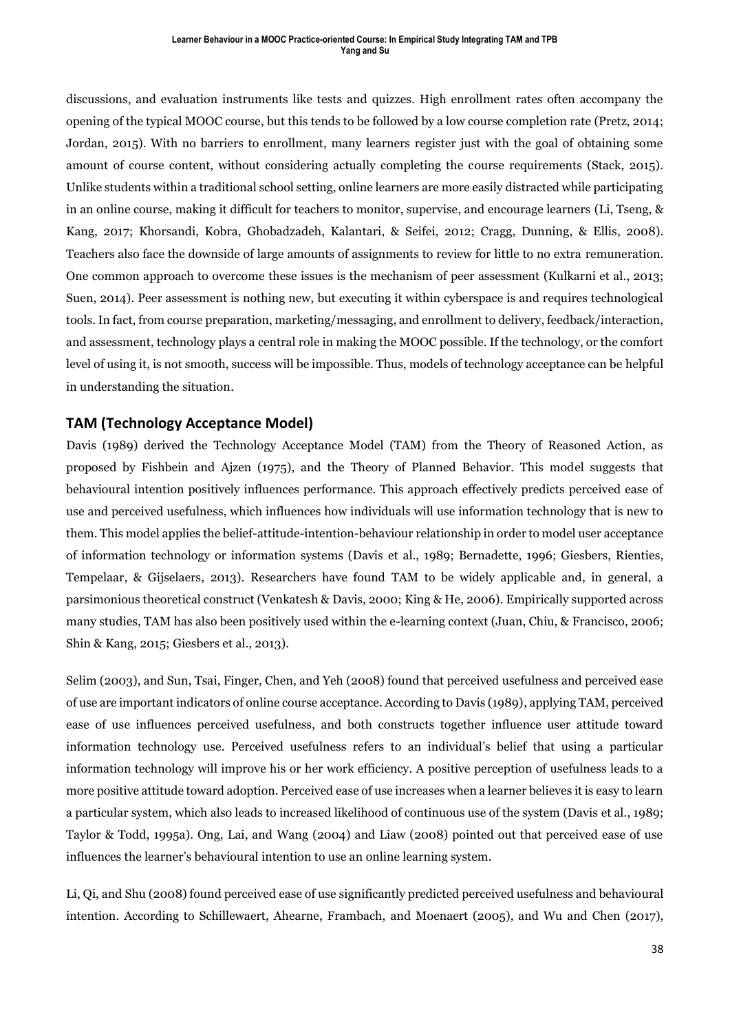discussions, and evaluation instruments like tests and quizzes. High enrollment rates often accompany the opening of the typical MOOC course, but this tends to be followed by a low course completion rate (Pretz, 2014; Jordan, 2015). With no barriers to enrollment, many learners register just with the goal of obtaining some amount of course content, without considering actually completing the course requirements (Stack, 2015). Unlike students within a traditional school setting, online learners are more easily distracted while participating in an online course, making it difficult for teachers to monitor, supervise, and encourage learners (Li, Tseng, & Kang, 2017; Khorsandi, Kobra, Ghobadzadeh, Kalantari, & Seifei, 2012; Cragg, Dunning, & Ellis, 2008). Teachers also face the downside of large amounts of assignments to review for little to no extra remuneration. One common approach to overcome these issues is the mechanism of peer assessment (Kulkarni et al., 2013; Suen, 2014). Peer assessment is nothing new, but executing it within cyberspace is and requires technological tools. In fact, from course preparation, marketing/messaging, and enrollment to delivery, feedback/interaction, and assessment, technology plays a central role in making the MOOC possible. If the technology, or the comfort level of using it, is not smooth, success will be impossible. Thus, models of technology acceptance can be helpful in understanding the situation.

## TAM (Technology Acceptance Model)

Davis (1989) derived the Technology Acceptance Model (TAM) from the Theory of Reasoned Action, as proposed by Fishbein and Ajzen (1975), and the Theory of Planned Behavior. This model suggests that behavioural intention positively influences performance. This approach effectively predicts perceived ease of use and perceived usefulness, which influences how individuals will use information technology that is new to them. This model applies the belief-attitude-intention-behaviour relationship in order to model user acceptance of information technology or information systems (Davis et al., 1989; Bernadette, 1996; Giesbers, Rienties, Tempelaar, & Gijselaers, 2013). Researchers have found TAM to be widely applicable and, in general, a parsimonious theoretical construct (Venkatesh & Davis, 2000; King & He, 2006). Empirically supported across many studies, TAM has also been positively used within the e-learning context (Juan, Chiu, & Francisco, 2006; Shin & Kang, 2015; Giesbers et al., 2013).

Selim (2003), and Sun, Tsai, Finger, Chen, and Yeh (2008) found that perceived usefulness and perceived ease of use are important indicators of online course acceptance. According to Davis (1989), applying TAM, perceived ease of use influences perceived usefulness, and both constructs together influence user attitude toward information technology use. Perceived usefulness refers to an individual's belief that using a particular information technology will improve his or her work efficiency. A positive perception of usefulness leads to a more positive attitude toward adoption. Perceived ease of use increases when a learner believes it is easy to learn a particular system, which also leads to increased likelihood of continuous use of the system (Davis et al., 1989; Taylor & Todd, 1995a). Ong, Lai, and Wang (2004) and Liaw (2008) pointed out that perceived ease of use influences the learner's behavioural intention to use an online learning system.

Li, Qi, and Shu (2008) found perceived ease of use significantly predicted perceived usefulness and behavioural intention. According to Schillewaert, Ahearne, Frambach, and Moenaert (2005), and Wu and Chen (2017),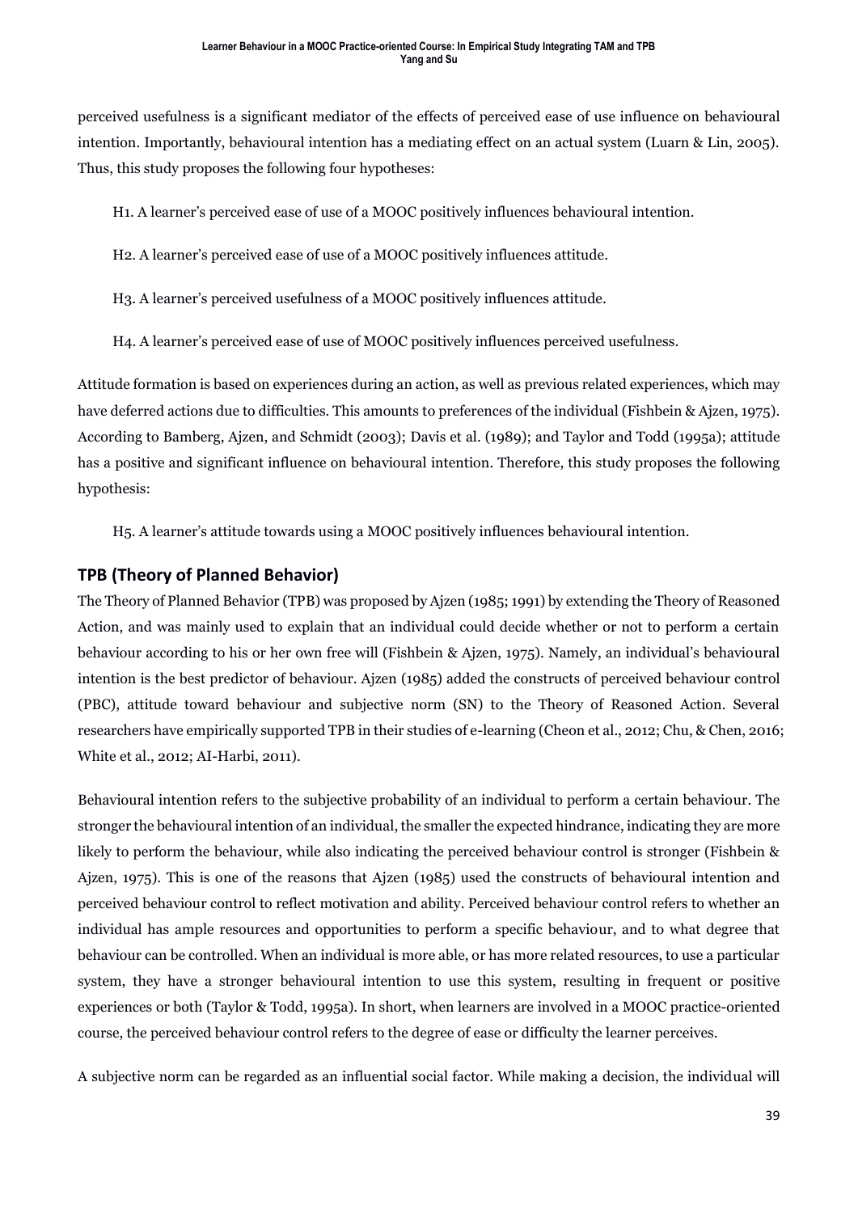perceived usefulness is a significant mediator of the effects of perceived ease of use influence on behavioural intention. Importantly, behavioural intention has a mediating effect on an actual system (Luarn & Lin, 2005). Thus, this study proposes the following four hypotheses:

H1. A learner's perceived ease of use of a MOOC positively influences behavioural intention.

H2. A learner's perceived ease of use of a MOOC positively influences attitude.

H3. A learner's perceived usefulness of a MOOC positively influences attitude.

H4. A learner's perceived ease of use of MOOC positively influences perceived usefulness.

Attitude formation is based on experiences during an action, as well as previous related experiences, which may have deferred actions due to difficulties. This amounts to preferences of the individual (Fishbein & Ajzen, 1975). According to Bamberg, Ajzen, and Schmidt (2003); Davis et al. (1989); and Taylor and Todd (1995a); attitude has a positive and significant influence on behavioural intention. Therefore, this study proposes the following hypothesis:

H5. A learner's attitude towards using a MOOC positively influences behavioural intention.

## TPB (Theory of Planned Behavior)

The Theory of Planned Behavior (TPB) was proposed by Ajzen (1985; 1991) by extending the Theory of Reasoned Action, and was mainly used to explain that an individual could decide whether or not to perform a certain behaviour according to his or her own free will (Fishbein & Ajzen, 1975). Namely, an individual's behavioural intention is the best predictor of behaviour. Ajzen (1985) added the constructs of perceived behaviour control (PBC), attitude toward behaviour and subjective norm (SN) to the Theory of Reasoned Action. Several researchers have empirically supported TPB in their studies of e-learning (Cheon et al., 2012; Chu, & Chen, 2016; White et al., 2012; AI-Harbi, 2011).

Behavioural intention refers to the subjective probability of an individual to perform a certain behaviour. The stronger the behavioural intention of an individual, the smaller the expected hindrance, indicating they are more likely to perform the behaviour, while also indicating the perceived behaviour control is stronger (Fishbein & Ajzen, 1975). This is one of the reasons that Ajzen (1985) used the constructs of behavioural intention and perceived behaviour control to reflect motivation and ability. Perceived behaviour control refers to whether an individual has ample resources and opportunities to perform a specific behaviour, and to what degree that behaviour can be controlled. When an individual is more able, or has more related resources, to use a particular system, they have a stronger behavioural intention to use this system, resulting in frequent or positive experiences or both (Taylor & Todd, 1995a). In short, when learners are involved in a MOOC practice-oriented course, the perceived behaviour control refers to the degree of ease or difficulty the learner perceives.

A subjective norm can be regarded as an influential social factor. While making a decision, the individual will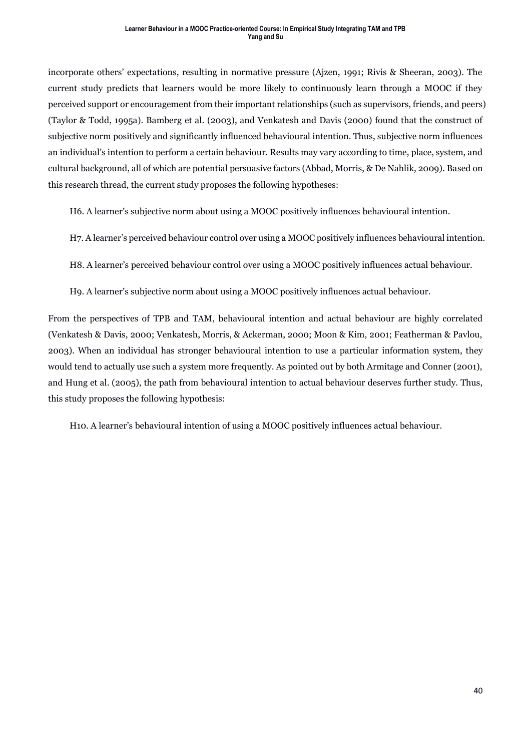incorporate others' expectations, resulting in normative pressure (Ajzen, 1991; Rivis & Sheeran, 2003). The current study predicts that learners would be more likely to continuously learn through a MOOC if they perceived support or encouragement from their important relationships (such as supervisors, friends, and peers) (Taylor & Todd, 1995a). Bamberg et al. (2003), and Venkatesh and Davis (2000) found that the construct of subjective norm positively and significantly influenced behavioural intention. Thus, subjective norm influences an individual's intention to perform a certain behaviour. Results may vary according to time, place, system, and cultural background, all of which are potential persuasive factors (Abbad, Morris, & De Nahlik, 2009). Based on this research thread, the current study proposes the following hypotheses:

H6. A learner's subjective norm about using a MOOC positively influences behavioural intention.

H7. A learner's perceived behaviour control over using a MOOC positively influences behavioural intention.

H8. A learner's perceived behaviour control over using a MOOC positively influences actual behaviour.

H9. A learner's subjective norm about using a MOOC positively influences actual behaviour.

From the perspectives of TPB and TAM, behavioural intention and actual behaviour are highly correlated (Venkatesh & Davis, 2000; Venkatesh, Morris, & Ackerman, 2000; Moon & Kim, 2001; Featherman & Pavlou, 2003). When an individual has stronger behavioural intention to use a particular information system, they would tend to actually use such a system more frequently. As pointed out by both Armitage and Conner (2001), and Hung et al. (2005), the path from behavioural intention to actual behaviour deserves further study. Thus, this study proposes the following hypothesis:

H10. A learner's behavioural intention of using a MOOC positively influences actual behaviour.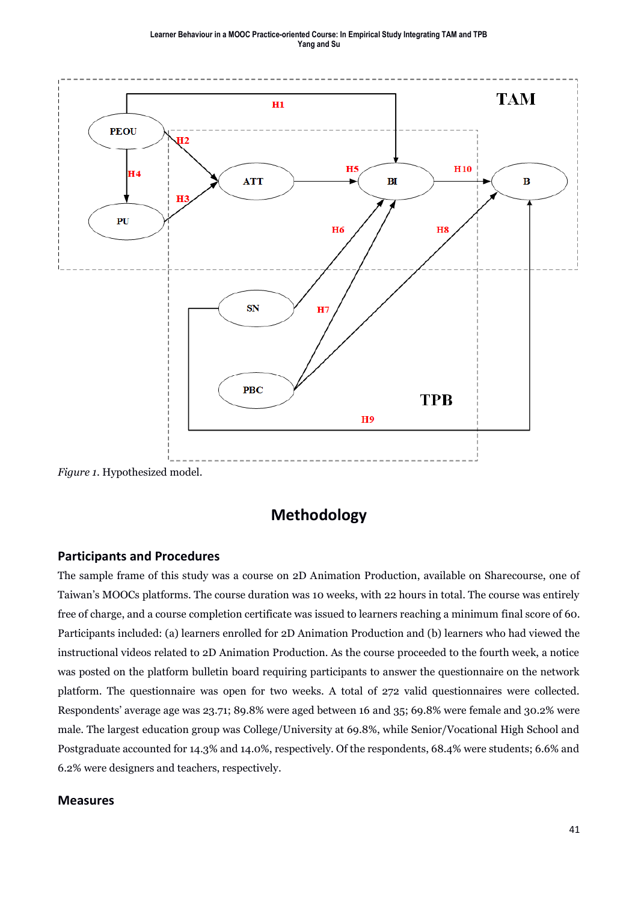*Figure 1*. Hypothesized model.

## Methodology

### Participants and Procedures

The sample frame of this study was a course on 2D Animation Production, available on Sharecourse, one of Taiwan's MOOCs platforms. The course duration was 10 weeks, with 22 hours in total. The course was entirely free of charge, and a course completion certificate was issued to learners reaching a minimum final score of 60. Participants included: (a) learners enrolled for 2D Animation Production and (b) learners who had viewed the instructional videos related to 2D Animation Production. As the course proceeded to the fourth week, a notice was posted on the platform bulletin board requiring participants to answer the questionnaire on the network platform. The questionnaire was open for two weeks. A total of 272 valid questionnaires were collected. Respondents' average age was 23.71; 89.8% were aged between 16 and 35; 69.8% were female and 30.2% were male. The largest education group was College/University at 69.8%, while Senior/Vocational High School and Postgraduate accounted for 14.3% and 14.0%, respectively. Of the respondents, 68.4% were students; 6.6% and 6.2% were designers and teachers, respectively.

### Measures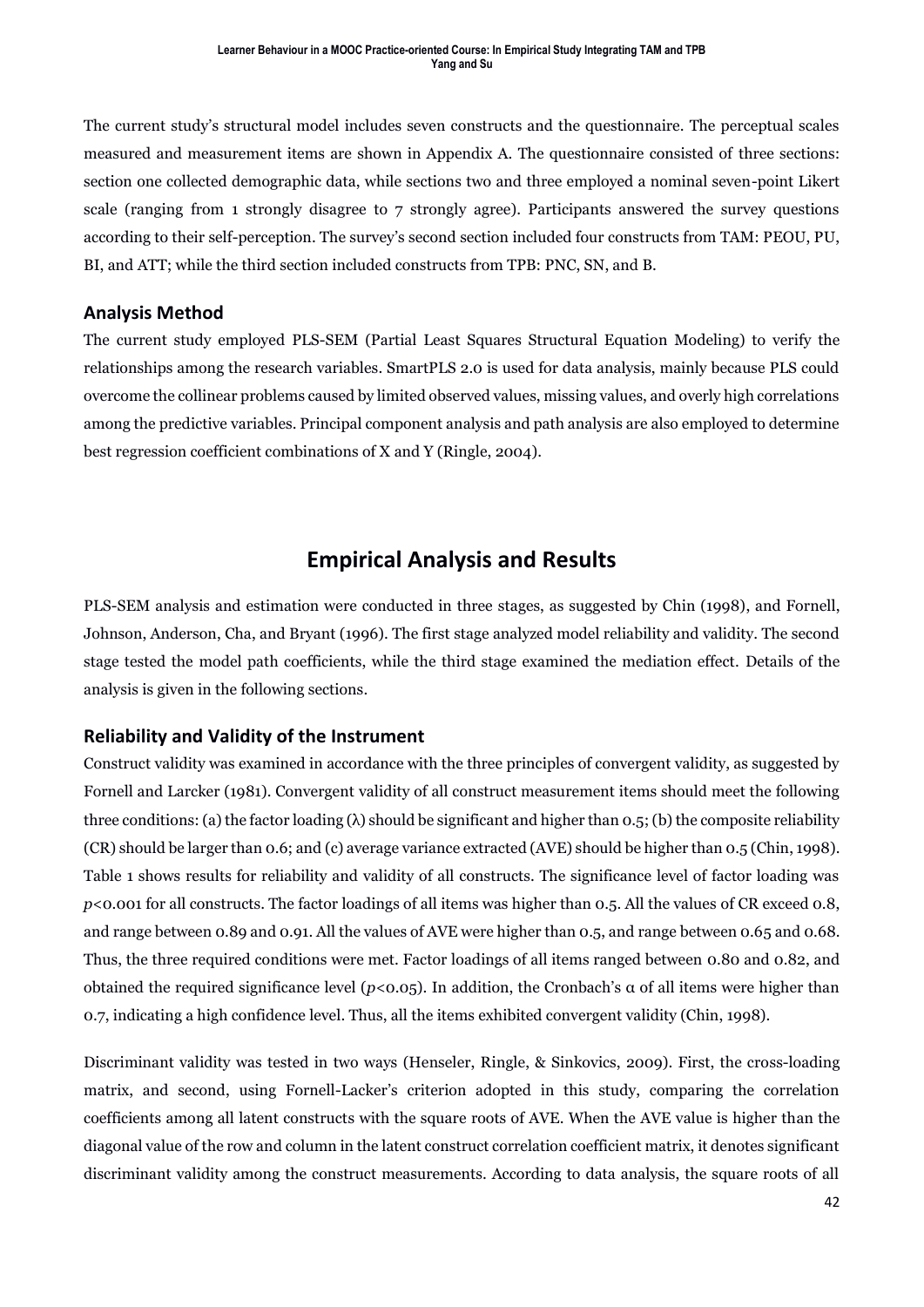The current study's structural model includes seven constructs and the questionnaire. The perceptual scales measured and measurement items are shown in Appendix A. The questionnaire consisted of three sections: section one collected demographic data, while sections two and three employed a nominal seven-point Likert scale (ranging from 1 strongly disagree to 7 strongly agree). Participants answered the survey questions according to their self-perception. The survey's second section included four constructs from TAM: PEOU, PU, BI, and ATT; while the third section included constructs from TPB: PNC, SN, and B.

### Analysis Method

The current study employed PLS-SEM (Partial Least Squares Structural Equation Modeling) to verify the relationships among the research variables. SmartPLS 2.0 is used for data analysis, mainly because PLS could overcome the collinear problems caused by limited observed values, missing values, and overly high correlations among the predictive variables. Principal component analysis and path analysis are also employed to determine best regression coefficient combinations of X and Y (Ringle, 2004).

## Empirical Analysis and Results

PLS-SEM analysis and estimation were conducted in three stages, as suggested by Chin (1998), and Fornell, Johnson, Anderson, Cha, and Bryant (1996). The first stage analyzed model reliability and validity. The second stage tested the model path coefficients, while the third stage examined the mediation effect. Details of the analysis is given in the following sections.

### Reliability and Validity of the Instrument

Construct validity was examined in accordance with the three principles of convergent validity, as suggested by Fornell and Larcker (1981). Convergent validity of all construct measurement items should meet the following three conditions: (a) the factor loading ($\lambda$) should be significant and higher than 0.5; (b) the composite reliability (CR) should be larger than 0.6; and (c) average variance extracted (AVE) should be higher than 0.5 (Chin, 1998). Table 1 shows results for reliability and validity of all constructs. The significance level of factor loading was $p<0.001$ for all constructs. The factor loadings of all items was higher than 0.5. All the values of CR exceed 0.8, and range between 0.89 and 0.91. All the values of AVE were higher than 0.5, and range between 0.65 and 0.68. Thus, the three required conditions were met. Factor loadings of all items ranged between 0.80 and 0.82, and obtained the required significance level ($p<0.05$). In addition, the Cronbach's $\alpha$ of all items were higher than 0.7, indicating a high confidence level. Thus, all the items exhibited convergent validity (Chin, 1998).

Discriminant validity was tested in two ways (Henseler, Ringle, & Sinkovics, 2009). First, the cross-loading matrix, and second, using Fornell-Lacker's criterion adopted in this study, comparing the correlation coefficients among all latent constructs with the square roots of AVE. When the AVE value is higher than the diagonal value of the row and column in the latent construct correlation coefficient matrix, it denotes significant discriminant validity among the construct measurements. According to data analysis, the square roots of all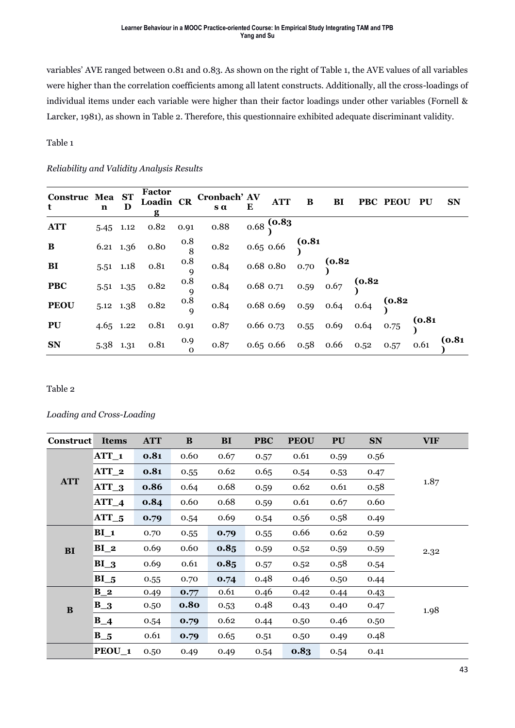variables' AVE ranged between 0.81 and 0.83. As shown on the right of Table 1, the AVE values of all variables were higher than the correlation coefficients among all latent constructs. Additionally, all the cross-loadings of individual items under each variable were higher than their factor loadings under other variables (Fornell & Larcker, 1981), as shown in Table 2. Therefore, this questionnaire exhibited adequate discriminant validity.

Table 1

*Reliability and Validity Analysis Results*

| Construct | Mean | STD | Factor Loading | CR | Cronbach's α | AVE | ATT | B | BI | PBC | PEOU | PU | SN |
|---|---|---|---|---|---|---|---|---|---|---|---|---|---|
| **ATT** | 5.45 | 1.12 | 0.82 | 0.91 | 0.88 | 0.68 | (0.83) | | | | | | |
| **B** | 6.21 | 1.36 | 0.80 | 0.88 | 0.82 | 0.65 | 0.66 | (0.81) | | | | | |
| **BI** | 5.51 | 1.18 | 0.81 | 0.89 | 0.84 | 0.68 | 0.80 | 0.70 | (0.82) | | | | |
| **PBC** | 5.51 | 1.35 | 0.82 | 0.89 | 0.84 | 0.68 | 0.71 | 0.59 | 0.67 | (0.82) | | | |
| **PEOU** | 5.12 | 1.38 | 0.82 | 0.89 | 0.84 | 0.68 | 0.69 | 0.59 | 0.64 | 0.64 | (0.82) | | |
| **PU** | 4.65 | 1.22 | 0.81 | 0.91 | 0.87 | 0.66 | 0.73 | 0.55 | 0.69 | 0.64 | 0.75 | (0.81) | |
| **SN** | 5.38 | 1.31 | 0.81 | 0.90 | 0.87 | 0.65 | 0.66 | 0.58 | 0.66 | 0.52 | 0.57 | 0.61 | (0.81) |

Table 2

*Loading and Cross-Loading*

| Construct | Items | ATT | B | BI | PBC | PEOU | PU | SN | VIF |
|---|---|---|---|---|---|---|---|---|---|
| **ATT** | ATT_1 | **0.81** | 0.60 | 0.67 | 0.57 | 0.61 | 0.59 | 0.56 | 1.87 |
| | ATT_2 | **0.81** | 0.55 | 0.62 | 0.65 | 0.54 | 0.53 | 0.47 | |
| | ATT_3 | **0.86** | 0.64 | 0.68 | 0.59 | 0.62 | 0.61 | 0.58 | |
| | ATT_4 | **0.84** | 0.60 | 0.68 | 0.59 | 0.61 | 0.67 | 0.60 | |
| | ATT_5 | **0.79** | 0.54 | 0.69 | 0.54 | 0.56 | 0.58 | 0.49 | |
| **BI** | BI_1 | 0.70 | 0.55 | **0.79** | 0.55 | 0.66 | 0.62 | 0.59 | 2.32 |
| | BI_2 | 0.69 | 0.60 | **0.85** | 0.59 | 0.52 | 0.59 | 0.59 | |
| | BI_3 | 0.69 | 0.61 | **0.85** | 0.57 | 0.52 | 0.58 | 0.54 | |
| | BI_5 | 0.55 | 0.70 | **0.74** | 0.48 | 0.46 | 0.50 | 0.44 | |
| **B** | B_2 | 0.49 | **0.77** | 0.61 | 0.46 | 0.42 | 0.44 | 0.43 | 1.98 |
| | B_3 | 0.50 | **0.80** | 0.53 | 0.48 | 0.43 | 0.40 | 0.47 | |
| | B_4 | 0.54 | **0.79** | 0.62 | 0.44 | 0.50 | 0.46 | 0.50 | |
| | B_5 | 0.61 | **0.79** | 0.65 | 0.51 | 0.50 | 0.49 | 0.48 | |
| | PEOU_1 | 0.50 | 0.49 | 0.49 | 0.54 | **0.83** | 0.54 | 0.41 | |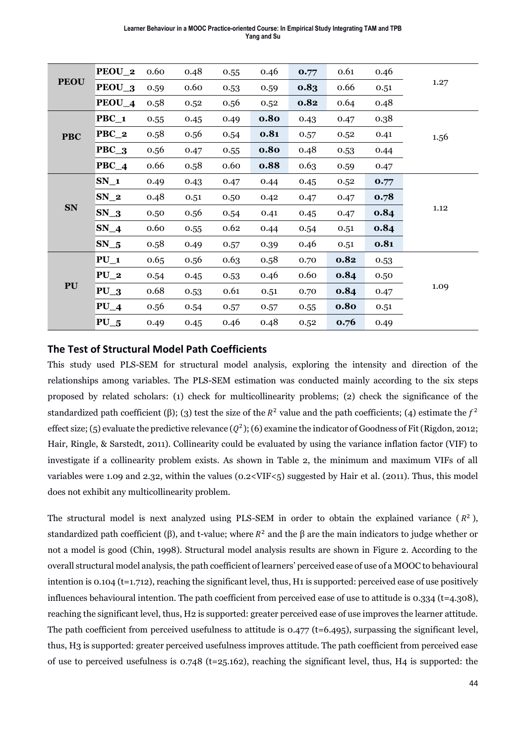| | | | | | | | | | |
|---|---|---|---|---|---|---|---|---|---|
| PEOU | **PEOU_2** | 0.60 | 0.48 | 0.55 | 0.46 | **0.77** | 0.61 | 0.46 | 1.27 |
| | **PEOU_3** | 0.59 | 0.60 | 0.53 | 0.59 | **0.83** | 0.66 | 0.51 | |
| | **PEOU_4** | 0.58 | 0.52 | 0.56 | 0.52 | **0.82** | 0.64 | 0.48 | |
| PBC | **PBC_1** | 0.55 | 0.45 | 0.49 | **0.80** | 0.43 | 0.47 | 0.38 | 1.56 |
| | **PBC_2** | 0.58 | 0.56 | 0.54 | **0.81** | 0.57 | 0.52 | 0.41 | |
| | **PBC_3** | 0.56 | 0.47 | 0.55 | **0.80** | 0.48 | 0.53 | 0.44 | |
| | **PBC_4** | 0.66 | 0.58 | 0.60 | **0.88** | 0.63 | 0.59 | 0.47 | |
| SN | **SN_1** | 0.49 | 0.43 | 0.47 | 0.44 | 0.45 | 0.52 | **0.77** | 1.12 |
| | **SN_2** | 0.48 | 0.51 | 0.50 | 0.42 | 0.47 | 0.47 | **0.78** | |
| | **SN_3** | 0.50 | 0.56 | 0.54 | 0.41 | 0.45 | 0.47 | **0.84** | |
| | **SN_4** | 0.60 | 0.55 | 0.62 | 0.44 | 0.54 | 0.51 | **0.84** | |
| | **SN_5** | 0.58 | 0.49 | 0.57 | 0.39 | 0.46 | 0.51 | **0.81** | |
| PU | **PU_1** | 0.65 | 0.56 | 0.63 | 0.58 | 0.70 | **0.82** | 0.53 | 1.09 |
| | **PU_2** | 0.54 | 0.45 | 0.53 | 0.46 | 0.60 | **0.84** | 0.50 | |
| | **PU_3** | 0.68 | 0.53 | 0.61 | 0.51 | 0.70 | **0.84** | 0.47 | |
| | **PU_4** | 0.56 | 0.54 | 0.57 | 0.57 | 0.55 | **0.80** | 0.51 | |
| | **PU_5** | 0.49 | 0.45 | 0.46 | 0.48 | 0.52 | **0.76** | 0.49 | |

## The Test of Structural Model Path Coefficients

This study used PLS-SEM for structural model analysis, exploring the intensity and direction of the relationships among variables. The PLS-SEM estimation was conducted mainly according to the six steps proposed by related scholars: (1) check for multicollinearity problems; (2) check the significance of the standardized path coefficient (β); (3) test the size of the $R^2$ value and the path coefficients; (4) estimate the $f^2$ effect size; (5) evaluate the predictive relevance ($Q^2$); (6) examine the indicator of Goodness of Fit (Rigdon, 2012; Hair, Ringle, & Sarstedt, 2011). Collinearity could be evaluated by using the variance inflation factor (VIF) to investigate if a collinearity problem exists. As shown in Table 2, the minimum and maximum VIFs of all variables were 1.09 and 2.32, within the values ($0.2<VIF<5$) suggested by Hair et al. (2011). Thus, this model does not exhibit any multicollinearity problem.

The structural model is next analyzed using PLS-SEM in order to obtain the explained variance ($R^2$), standardized path coefficient (β), and t-value; where $R^2$ and the β are the main indicators to judge whether or not a model is good (Chin, 1998). Structural model analysis results are shown in Figure 2. According to the overall structural model analysis, the path coefficient of learners' perceived ease of use of a MOOC to behavioural intention is 0.104 (t=1.712), reaching the significant level, thus, H1 is supported: perceived ease of use positively influences behavioural intention. The path coefficient from perceived ease of use to attitude is 0.334 (t=4.308), reaching the significant level, thus, H2 is supported: greater perceived ease of use improves the learner attitude. The path coefficient from perceived usefulness to attitude is 0.477 (t=6.495), surpassing the significant level, thus, H3 is supported: greater perceived usefulness improves attitude. The path coefficient from perceived ease of use to perceived usefulness is 0.748 (t=25.162), reaching the significant level, thus, H4 is supported: the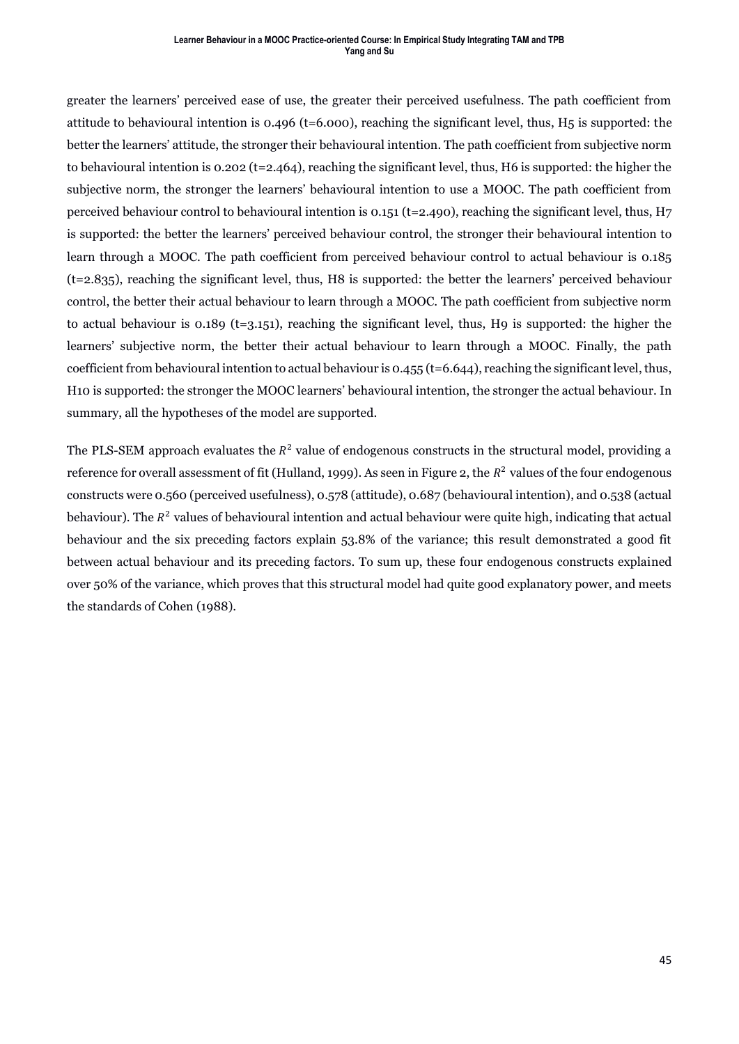greater the learners' perceived ease of use, the greater their perceived usefulness. The path coefficient from attitude to behavioural intention is 0.496 (t=6.000), reaching the significant level, thus, H5 is supported: the better the learners' attitude, the stronger their behavioural intention. The path coefficient from subjective norm to behavioural intention is 0.202 (t=2.464), reaching the significant level, thus, H6 is supported: the higher the subjective norm, the stronger the learners' behavioural intention to use a MOOC. The path coefficient from perceived behaviour control to behavioural intention is 0.151 (t=2.490), reaching the significant level, thus, H7 is supported: the better the learners' perceived behaviour control, the stronger their behavioural intention to learn through a MOOC. The path coefficient from perceived behaviour control to actual behaviour is 0.185 (t=2.835), reaching the significant level, thus, H8 is supported: the better the learners' perceived behaviour control, the better their actual behaviour to learn through a MOOC. The path coefficient from subjective norm to actual behaviour is 0.189 (t=3.151), reaching the significant level, thus, H9 is supported: the higher the learners' subjective norm, the better their actual behaviour to learn through a MOOC. Finally, the path coefficient from behavioural intention to actual behaviour is 0.455 (t=6.644), reaching the significant level, thus, H10 is supported: the stronger the MOOC learners' behavioural intention, the stronger the actual behaviour. In summary, all the hypotheses of the model are supported.

The PLS-SEM approach evaluates the $R^2$ value of endogenous constructs in the structural model, providing a reference for overall assessment of fit (Hulland, 1999). As seen in Figure 2, the $R^2$ values of the four endogenous constructs were 0.560 (perceived usefulness), 0.578 (attitude), 0.687 (behavioural intention), and 0.538 (actual behaviour). The $R^2$ values of behavioural intention and actual behaviour were quite high, indicating that actual behaviour and the six preceding factors explain 53.8% of the variance; this result demonstrated a good fit between actual behaviour and its preceding factors. To sum up, these four endogenous constructs explained over 50% of the variance, which proves that this structural model had quite good explanatory power, and meets the standards of Cohen (1988).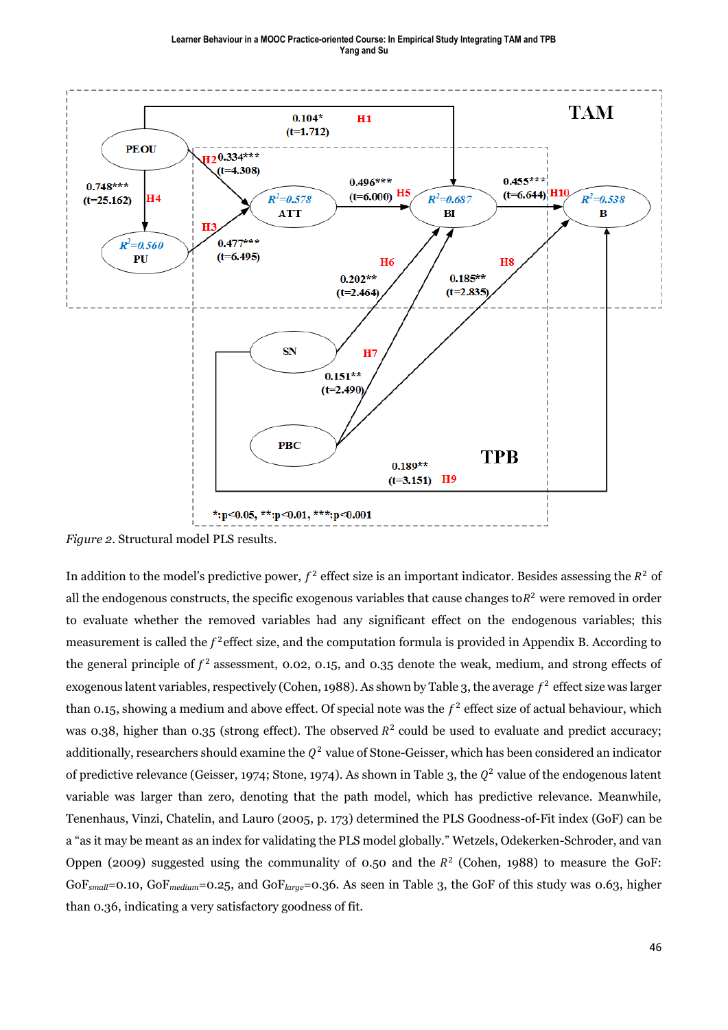*Figure 2*. Structural model PLS results.

In addition to the model's predictive power, $f^2$ effect size is an important indicator. Besides assessing the $R^2$ of all the endogenous constructs, the specific exogenous variables that cause changes to $R^2$ were removed in order to evaluate whether the removed variables had any significant effect on the endogenous variables; this measurement is called the $f^2$ effect size, and the computation formula is provided in Appendix B. According to the general principle of $f^2$ assessment, 0.02, 0.15, and 0.35 denote the weak, medium, and strong effects of exogenous latent variables, respectively (Cohen, 1988). As shown by Table 3, the average $f^2$ effect size was larger than 0.15, showing a medium and above effect. Of special note was the $f^2$ effect size of actual behaviour, which was 0.38, higher than 0.35 (strong effect). The observed $R^2$ could be used to evaluate and predict accuracy; additionally, researchers should examine the $Q^2$ value of Stone-Geisser, which has been considered an indicator of predictive relevance (Geisser, 1974; Stone, 1974). As shown in Table 3, the $Q^2$ value of the endogenous latent variable was larger than zero, denoting that the path model, which has predictive relevance. Meanwhile, Tenenhaus, Vinzi, Chatelin, and Lauro (2005, p. 173) determined the PLS Goodness-of-Fit index (GoF) can be a "as it may be meant as an index for validating the PLS model globally." Wetzels, Odekerken-Schroder, and van Oppen (2009) suggested using the communality of 0.50 and the $R^2$ (Cohen, 1988) to measure the GoF: $GoF_{small}$=0.10, $GoF_{medium}$=0.25, and $GoF_{large}$=0.36. As seen in Table 3, the GoF of this study was 0.63, higher than 0.36, indicating a very satisfactory goodness of fit.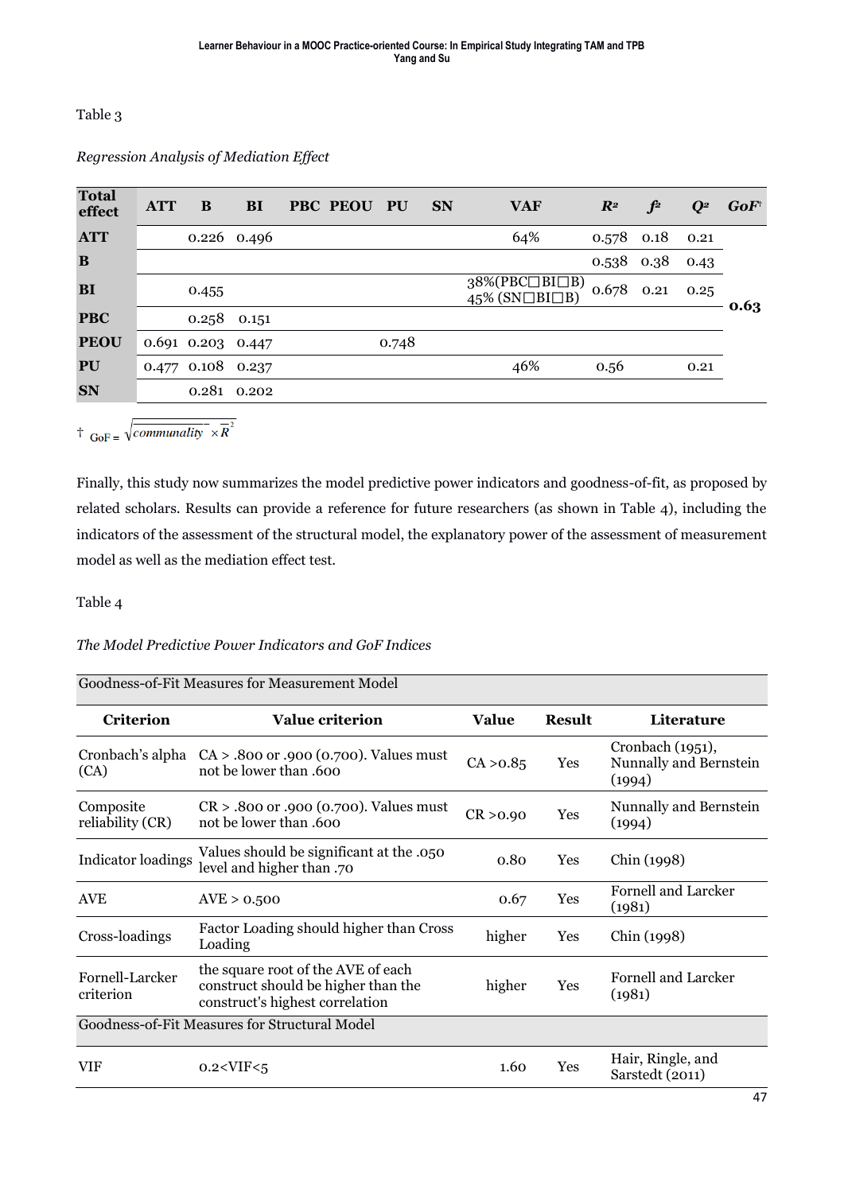Table 3

*Regression Analysis of Mediation Effect*

| Total effect | ATT | B | BI | PBC | PEOU | PU | SN | VAF | $R^2$ | $f^2$ | $Q^2$ | GoF† |
|---|---|---|---|---|---|---|---|---|---|---|---|---|
| ATT | | 0.226 | 0.496 | | | | | 64% | 0.578 | 0.18 | 0.21 | 0.63 |
| B | | | | | | | | | 0.538 | 0.38 | 0.43 | |
| BI | | 0.455 | | | | | | 38%(PBC□BI□B) 45% (SN□BI□B) | 0.678 | 0.21 | 0.25 | |
| PBC | | 0.258 | 0.151 | | | | | | | | | |
| PEOU | 0.691 | 0.203 | 0.447 | | | 0.748 | | | | | | |
| PU | 0.477 | 0.108 | 0.237 | | | | | 46% | 0.56 | | 0.21 | |
| SN | | 0.281 | 0.202 | | | | | | | | | |

† $\text{GoF} = \sqrt{\overline{communality} \times \overline{R}^2}$

Finally, this study now summarizes the model predictive power indicators and goodness-of-fit, as proposed by related scholars. Results can provide a reference for future researchers (as shown in Table 4), including the indicators of the assessment of the structural model, the explanatory power of the assessment of measurement model as well as the mediation effect test.

Table 4

*The Model Predictive Power Indicators and GoF Indices*

| Criterion | Value criterion | Value | Result | Literature |
|---|---|---|---|---|
| **Goodness-of-Fit Measures for Measurement Model** | | | | |
| Cronbach's alpha (CA) | CA > .800 or .900 (0.700). Values must not be lower than .600 | CA >0.85 | Yes | Cronbach (1951), Nunnally and Bernstein (1994) |
| Composite reliability (CR) | CR > .800 or .900 (0.700). Values must not be lower than .600 | CR >0.90 | Yes | Nunnally and Bernstein (1994) |
| Indicator loadings | Values should be significant at the .050 level and higher than .70 | 0.80 | Yes | Chin (1998) |
| AVE | AVE > 0.500 | 0.67 | Yes | Fornell and Larcker (1981) |
| Cross-loadings | Factor Loading should higher than Cross Loading | higher | Yes | Chin (1998) |
| Fornell-Larcker criterion | the square root of the AVE of each construct should be higher than the construct's highest correlation | higher | Yes | Fornell and Larcker (1981) |
| **Goodness-of-Fit Measures for Structural Model** | | | | |
| VIF | 0.2<VIF<5 | 1.60 | Yes | Hair, Ringle, and Sarstedt (2011) |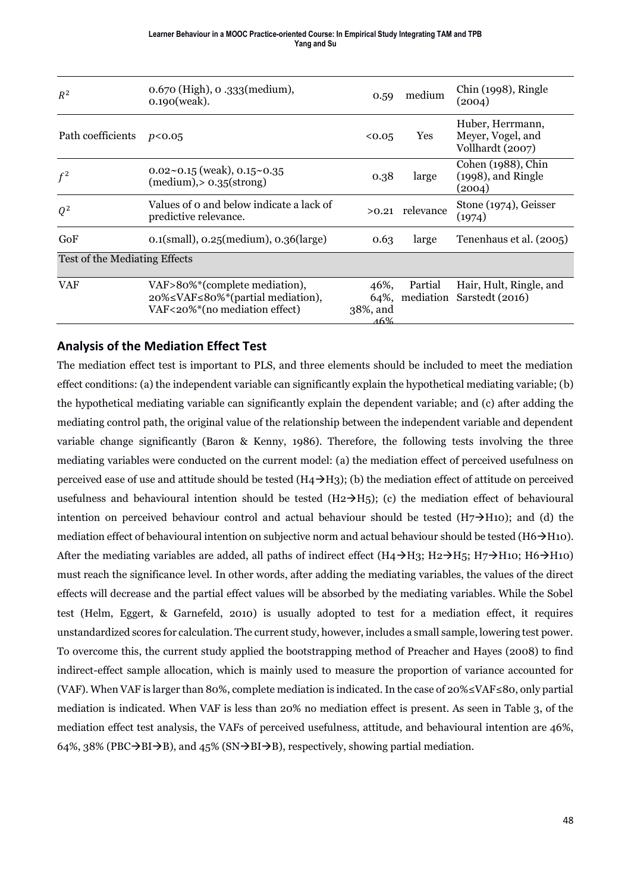| | | | | |
|---|---|---|---|---|
| $R^2$ | 0.670 (High), 0 .333(medium), 0.190(weak). | 0.59 | medium | Chin (1998), Ringle (2004) |
| Path coefficients | $p$<0.05 | <0.05 | Yes | Huber, Herrmann, Meyer, Vogel, and Vollhardt (2007) |
| $f^2$ | 0.02~0.15 (weak), 0.15~0.35 (medium),> 0.35(strong) | 0.38 | large | Cohen (1988), Chin (1998), and Ringle (2004) |
| $Q^2$ | Values of 0 and below indicate a lack of predictive relevance. | >0.21 | relevance | Stone (1974), Geisser (1974) |
| GoF | 0.1(small), 0.25(medium), 0.36(large) | 0.63 | large | Tenenhaus et al. (2005) |
| Test of the Mediating Effects | | | | |
| VAF | VAF>80%*(complete mediation), 20%≤VAF≤80%*(partial mediation), VAF<20%*(no mediation effect) | 46%, 64%, 38%, and 46% | Partial mediation | Hair, Hult, Ringle, and Sarstedt (2016) |

## Analysis of the Mediation Effect Test

The mediation effect test is important to PLS, and three elements should be included to meet the mediation effect conditions: (a) the independent variable can significantly explain the hypothetical mediating variable; (b) the hypothetical mediating variable can significantly explain the dependent variable; and (c) after adding the mediating control path, the original value of the relationship between the independent variable and dependent variable change significantly (Baron & Kenny, 1986). Therefore, the following tests involving the three mediating variables were conducted on the current model: (a) the mediation effect of perceived usefulness on perceived ease of use and attitude should be tested (H4→H3); (b) the mediation effect of attitude on perceived usefulness and behavioural intention should be tested (H2→H5); (c) the mediation effect of behavioural intention on perceived behaviour control and actual behaviour should be tested (H7→H10); and (d) the mediation effect of behavioural intention on subjective norm and actual behaviour should be tested (H6→H10). After the mediating variables are added, all paths of indirect effect (H4→H3; H2→H5; H7→H10; H6→H10) must reach the significance level. In other words, after adding the mediating variables, the values of the direct effects will decrease and the partial effect values will be absorbed by the mediating variables. While the Sobel test (Helm, Eggert, & Garnefeld, 2010) is usually adopted to test for a mediation effect, it requires unstandardized scores for calculation. The current study, however, includes a small sample, lowering test power. To overcome this, the current study applied the bootstrapping method of Preacher and Hayes (2008) to find indirect-effect sample allocation, which is mainly used to measure the proportion of variance accounted for (VAF). When VAF is larger than 80%, complete mediation is indicated. In the case of 20%≤VAF≤80, only partial mediation is indicated. When VAF is less than 20% no mediation effect is present. As seen in Table 3, of the mediation effect test analysis, the VAFs of perceived usefulness, attitude, and behavioural intention are 46%, 64%, 38% (PBC→BI→B), and 45% (SN→BI→B), respectively, showing partial mediation.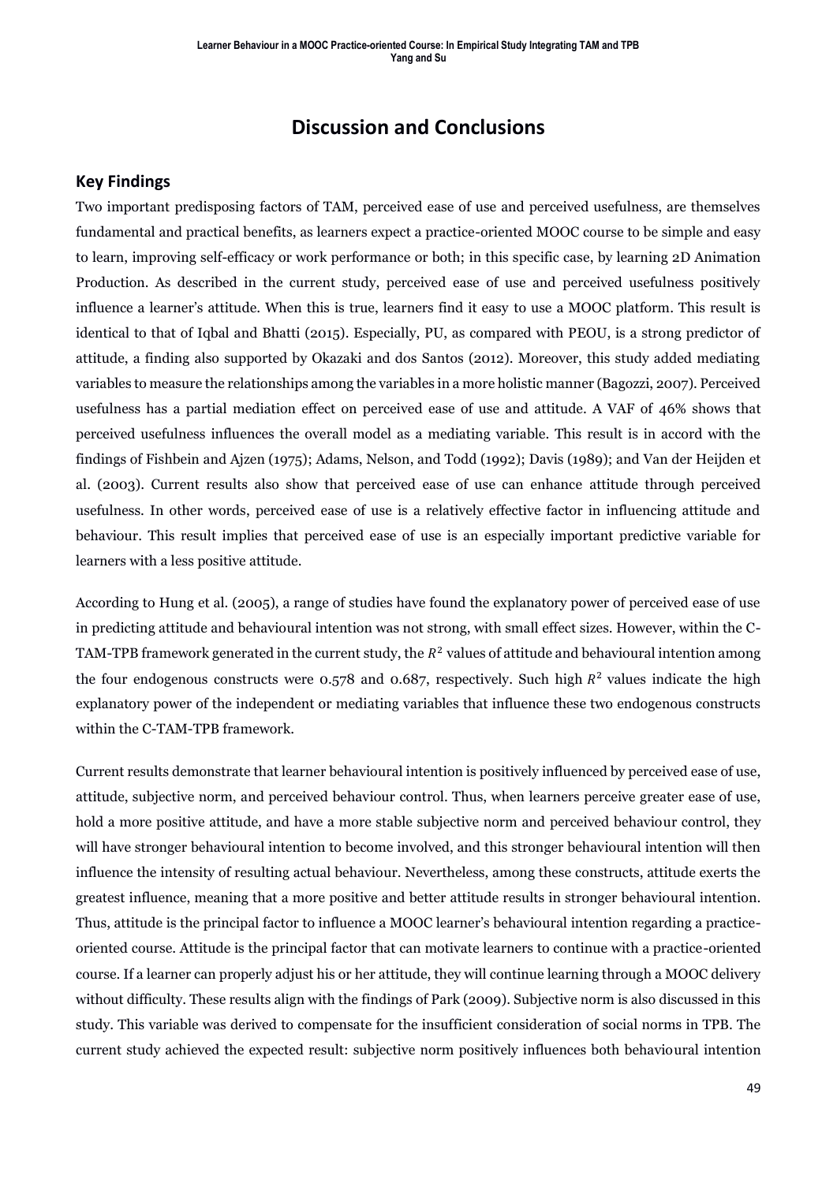# Discussion and Conclusions

## Key Findings

Two important predisposing factors of TAM, perceived ease of use and perceived usefulness, are themselves fundamental and practical benefits, as learners expect a practice-oriented MOOC course to be simple and easy to learn, improving self-efficacy or work performance or both; in this specific case, by learning 2D Animation Production. As described in the current study, perceived ease of use and perceived usefulness positively influence a learner's attitude. When this is true, learners find it easy to use a MOOC platform. This result is identical to that of Iqbal and Bhatti (2015). Especially, PU, as compared with PEOU, is a strong predictor of attitude, a finding also supported by Okazaki and dos Santos (2012). Moreover, this study added mediating variables to measure the relationships among the variables in a more holistic manner (Bagozzi, 2007). Perceived usefulness has a partial mediation effect on perceived ease of use and attitude. A VAF of 46% shows that perceived usefulness influences the overall model as a mediating variable. This result is in accord with the findings of Fishbein and Ajzen (1975); Adams, Nelson, and Todd (1992); Davis (1989); and Van der Heijden et al. (2003). Current results also show that perceived ease of use can enhance attitude through perceived usefulness. In other words, perceived ease of use is a relatively effective factor in influencing attitude and behaviour. This result implies that perceived ease of use is an especially important predictive variable for learners with a less positive attitude.

According to Hung et al. (2005), a range of studies have found the explanatory power of perceived ease of use in predicting attitude and behavioural intention was not strong, with small effect sizes. However, within the C-TAM-TPB framework generated in the current study, the $R^2$ values of attitude and behavioural intention among the four endogenous constructs were 0.578 and 0.687, respectively. Such high $R^2$ values indicate the high explanatory power of the independent or mediating variables that influence these two endogenous constructs within the C-TAM-TPB framework.

Current results demonstrate that learner behavioural intention is positively influenced by perceived ease of use, attitude, subjective norm, and perceived behaviour control. Thus, when learners perceive greater ease of use, hold a more positive attitude, and have a more stable subjective norm and perceived behaviour control, they will have stronger behavioural intention to become involved, and this stronger behavioural intention will then influence the intensity of resulting actual behaviour. Nevertheless, among these constructs, attitude exerts the greatest influence, meaning that a more positive and better attitude results in stronger behavioural intention. Thus, attitude is the principal factor to influence a MOOC learner's behavioural intention regarding a practice-oriented course. Attitude is the principal factor that can motivate learners to continue with a practice-oriented course. If a learner can properly adjust his or her attitude, they will continue learning through a MOOC delivery without difficulty. These results align with the findings of Park (2009). Subjective norm is also discussed in this study. This variable was derived to compensate for the insufficient consideration of social norms in TPB. The current study achieved the expected result: subjective norm positively influences both behavioural intention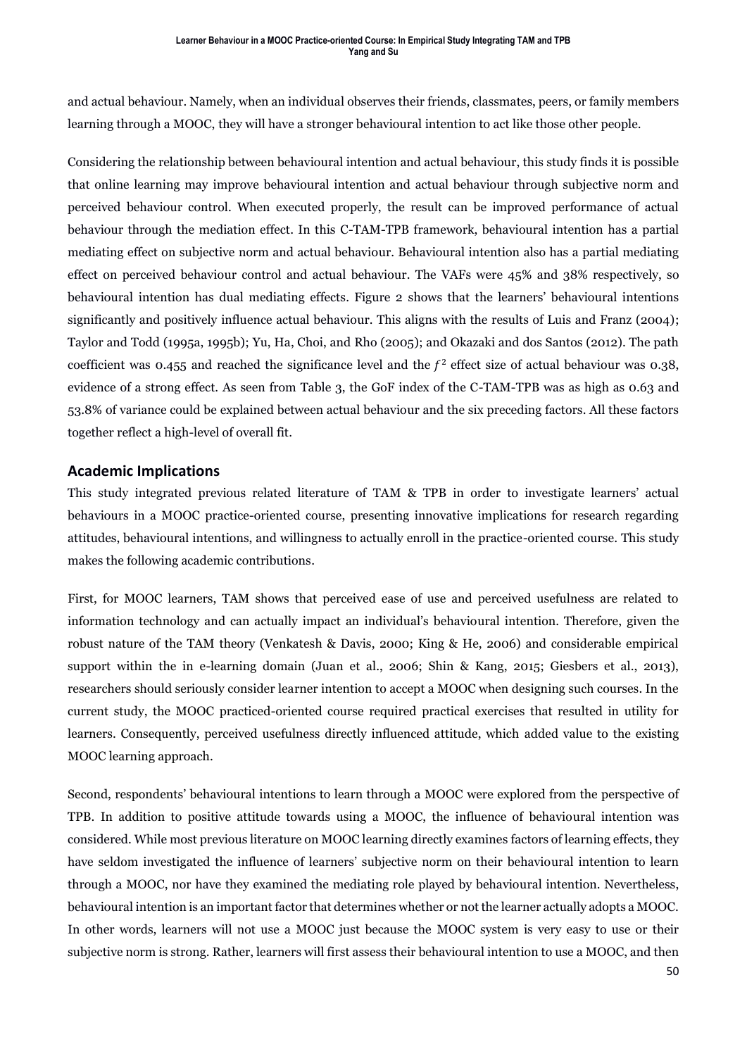and actual behaviour. Namely, when an individual observes their friends, classmates, peers, or family members learning through a MOOC, they will have a stronger behavioural intention to act like those other people.

Considering the relationship between behavioural intention and actual behaviour, this study finds it is possible that online learning may improve behavioural intention and actual behaviour through subjective norm and perceived behaviour control. When executed properly, the result can be improved performance of actual behaviour through the mediation effect. In this C-TAM-TPB framework, behavioural intention has a partial mediating effect on subjective norm and actual behaviour. Behavioural intention also has a partial mediating effect on perceived behaviour control and actual behaviour. The VAFs were 45% and 38% respectively, so behavioural intention has dual mediating effects. Figure 2 shows that the learners' behavioural intentions significantly and positively influence actual behaviour. This aligns with the results of Luis and Franz (2004); Taylor and Todd (1995a, 1995b); Yu, Ha, Choi, and Rho (2005); and Okazaki and dos Santos (2012). The path coefficient was 0.455 and reached the significance level and the $f^2$ effect size of actual behaviour was 0.38, evidence of a strong effect. As seen from Table 3, the GoF index of the C-TAM-TPB was as high as 0.63 and 53.8% of variance could be explained between actual behaviour and the six preceding factors. All these factors together reflect a high-level of overall fit.

## Academic Implications

This study integrated previous related literature of TAM & TPB in order to investigate learners' actual behaviours in a MOOC practice-oriented course, presenting innovative implications for research regarding attitudes, behavioural intentions, and willingness to actually enroll in the practice-oriented course. This study makes the following academic contributions.

First, for MOOC learners, TAM shows that perceived ease of use and perceived usefulness are related to information technology and can actually impact an individual's behavioural intention. Therefore, given the robust nature of the TAM theory (Venkatesh & Davis, 2000; King & He, 2006) and considerable empirical support within the in e-learning domain (Juan et al., 2006; Shin & Kang, 2015; Giesbers et al., 2013), researchers should seriously consider learner intention to accept a MOOC when designing such courses. In the current study, the MOOC practiced-oriented course required practical exercises that resulted in utility for learners. Consequently, perceived usefulness directly influenced attitude, which added value to the existing MOOC learning approach.

Second, respondents' behavioural intentions to learn through a MOOC were explored from the perspective of TPB. In addition to positive attitude towards using a MOOC, the influence of behavioural intention was considered. While most previous literature on MOOC learning directly examines factors of learning effects, they have seldom investigated the influence of learners' subjective norm on their behavioural intention to learn through a MOOC, nor have they examined the mediating role played by behavioural intention. Nevertheless, behavioural intention is an important factor that determines whether or not the learner actually adopts a MOOC. In other words, learners will not use a MOOC just because the MOOC system is very easy to use or their subjective norm is strong. Rather, learners will first assess their behavioural intention to use a MOOC, and then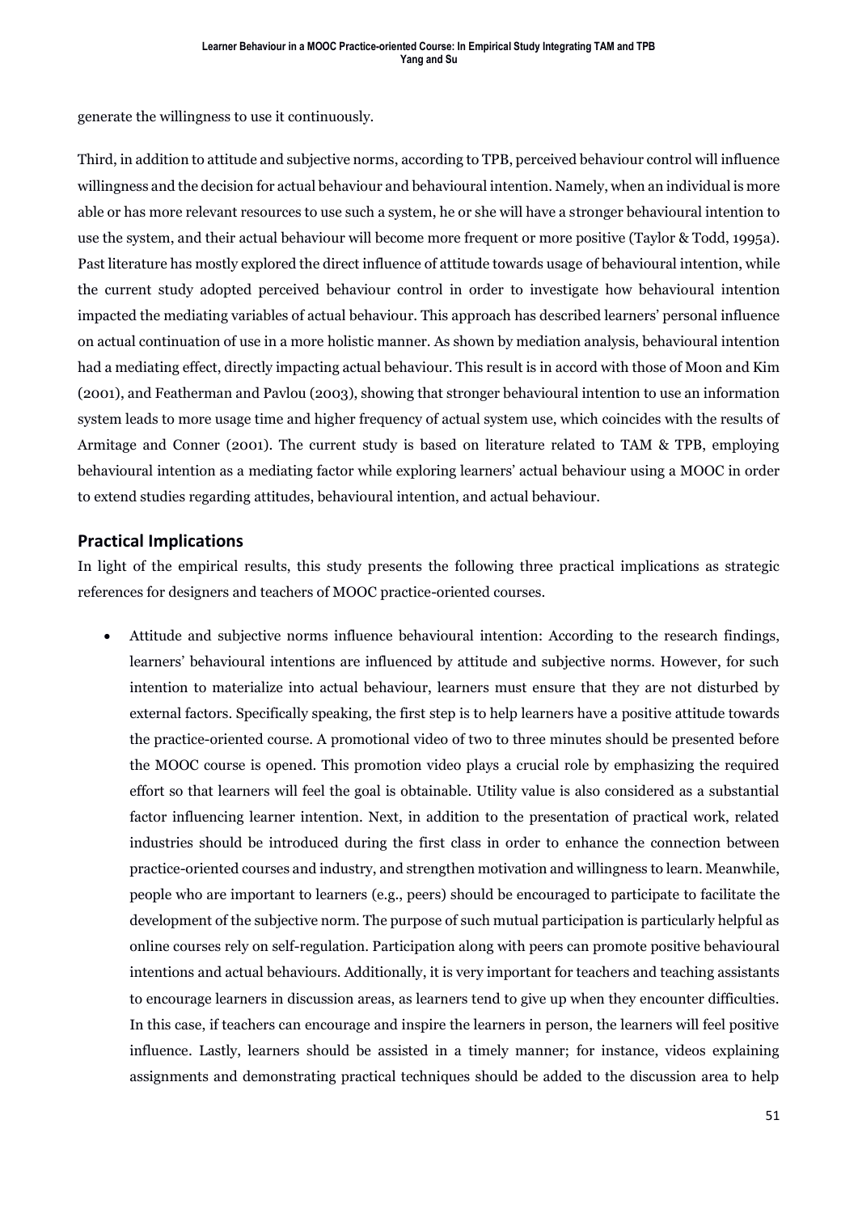generate the willingness to use it continuously.

Third, in addition to attitude and subjective norms, according to TPB, perceived behaviour control will influence willingness and the decision for actual behaviour and behavioural intention. Namely, when an individual is more able or has more relevant resources to use such a system, he or she will have a stronger behavioural intention to use the system, and their actual behaviour will become more frequent or more positive (Taylor & Todd, 1995a). Past literature has mostly explored the direct influence of attitude towards usage of behavioural intention, while the current study adopted perceived behaviour control in order to investigate how behavioural intention impacted the mediating variables of actual behaviour. This approach has described learners' personal influence on actual continuation of use in a more holistic manner. As shown by mediation analysis, behavioural intention had a mediating effect, directly impacting actual behaviour. This result is in accord with those of Moon and Kim (2001), and Featherman and Pavlou (2003), showing that stronger behavioural intention to use an information system leads to more usage time and higher frequency of actual system use, which coincides with the results of Armitage and Conner (2001). The current study is based on literature related to TAM & TPB, employing behavioural intention as a mediating factor while exploring learners' actual behaviour using a MOOC in order to extend studies regarding attitudes, behavioural intention, and actual behaviour.

## Practical Implications

In light of the empirical results, this study presents the following three practical implications as strategic references for designers and teachers of MOOC practice-oriented courses.

- Attitude and subjective norms influence behavioural intention: According to the research findings, learners' behavioural intentions are influenced by attitude and subjective norms. However, for such intention to materialize into actual behaviour, learners must ensure that they are not disturbed by external factors. Specifically speaking, the first step is to help learners have a positive attitude towards the practice-oriented course. A promotional video of two to three minutes should be presented before the MOOC course is opened. This promotion video plays a crucial role by emphasizing the required effort so that learners will feel the goal is obtainable. Utility value is also considered as a substantial factor influencing learner intention. Next, in addition to the presentation of practical work, related industries should be introduced during the first class in order to enhance the connection between practice-oriented courses and industry, and strengthen motivation and willingness to learn. Meanwhile, people who are important to learners (e.g., peers) should be encouraged to participate to facilitate the development of the subjective norm. The purpose of such mutual participation is particularly helpful as online courses rely on self-regulation. Participation along with peers can promote positive behavioural intentions and actual behaviours. Additionally, it is very important for teachers and teaching assistants to encourage learners in discussion areas, as learners tend to give up when they encounter difficulties. In this case, if teachers can encourage and inspire the learners in person, the learners will feel positive influence. Lastly, learners should be assisted in a timely manner; for instance, videos explaining assignments and demonstrating practical techniques should be added to the discussion area to help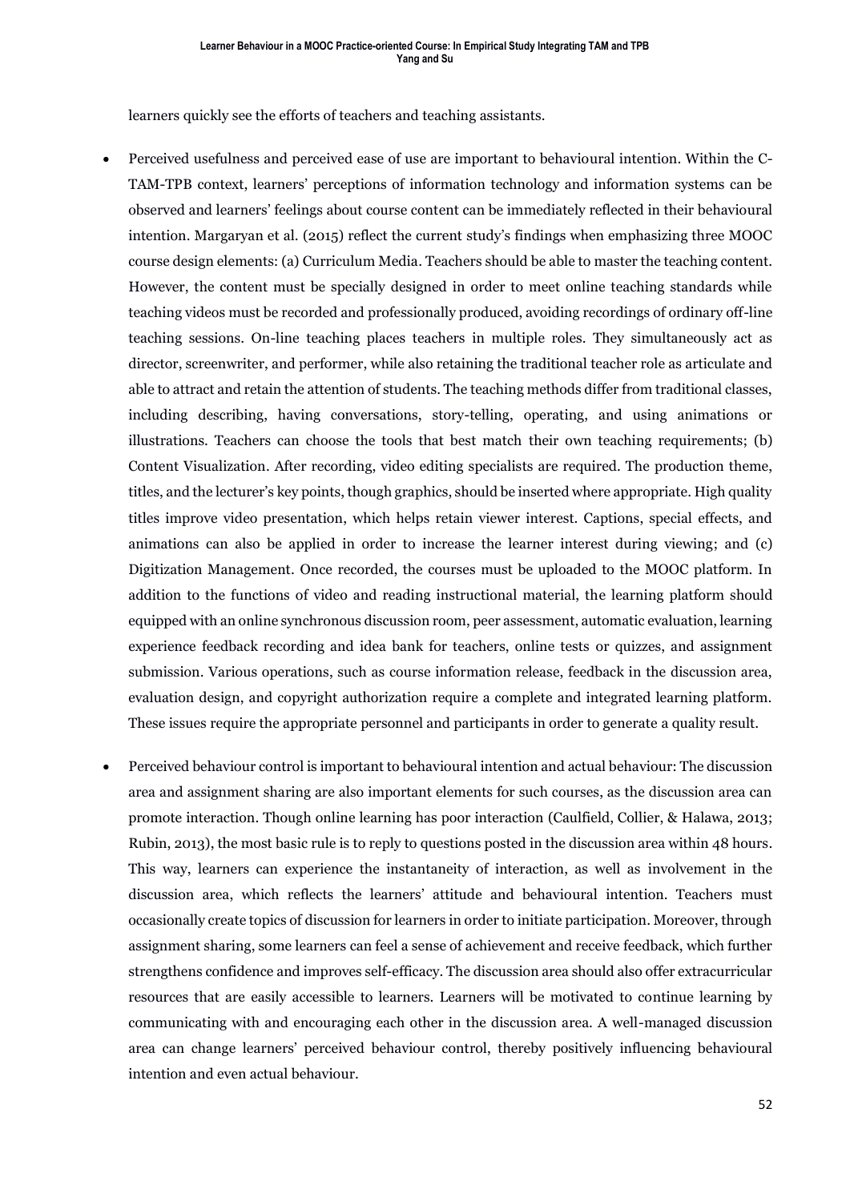learners quickly see the efforts of teachers and teaching assistants.

- Perceived usefulness and perceived ease of use are important to behavioural intention. Within the C-TAM-TPB context, learners' perceptions of information technology and information systems can be observed and learners' feelings about course content can be immediately reflected in their behavioural intention. Margaryan et al. (2015) reflect the current study's findings when emphasizing three MOOC course design elements: (a) Curriculum Media. Teachers should be able to master the teaching content. However, the content must be specially designed in order to meet online teaching standards while teaching videos must be recorded and professionally produced, avoiding recordings of ordinary off-line teaching sessions. On-line teaching places teachers in multiple roles. They simultaneously act as director, screenwriter, and performer, while also retaining the traditional teacher role as articulate and able to attract and retain the attention of students. The teaching methods differ from traditional classes, including describing, having conversations, story-telling, operating, and using animations or illustrations. Teachers can choose the tools that best match their own teaching requirements; (b) Content Visualization. After recording, video editing specialists are required. The production theme, titles, and the lecturer's key points, though graphics, should be inserted where appropriate. High quality titles improve video presentation, which helps retain viewer interest. Captions, special effects, and animations can also be applied in order to increase the learner interest during viewing; and (c) Digitization Management. Once recorded, the courses must be uploaded to the MOOC platform. In addition to the functions of video and reading instructional material, the learning platform should equipped with an online synchronous discussion room, peer assessment, automatic evaluation, learning experience feedback recording and idea bank for teachers, online tests or quizzes, and assignment submission. Various operations, such as course information release, feedback in the discussion area, evaluation design, and copyright authorization require a complete and integrated learning platform. These issues require the appropriate personnel and participants in order to generate a quality result.

- Perceived behaviour control is important to behavioural intention and actual behaviour: The discussion area and assignment sharing are also important elements for such courses, as the discussion area can promote interaction. Though online learning has poor interaction (Caulfield, Collier, & Halawa, 2013; Rubin, 2013), the most basic rule is to reply to questions posted in the discussion area within 48 hours. This way, learners can experience the instantaneity of interaction, as well as involvement in the discussion area, which reflects the learners' attitude and behavioural intention. Teachers must occasionally create topics of discussion for learners in order to initiate participation. Moreover, through assignment sharing, some learners can feel a sense of achievement and receive feedback, which further strengthens confidence and improves self-efficacy. The discussion area should also offer extracurricular resources that are easily accessible to learners. Learners will be motivated to continue learning by communicating with and encouraging each other in the discussion area. A well-managed discussion area can change learners' perceived behaviour control, thereby positively influencing behavioural intention and even actual behaviour.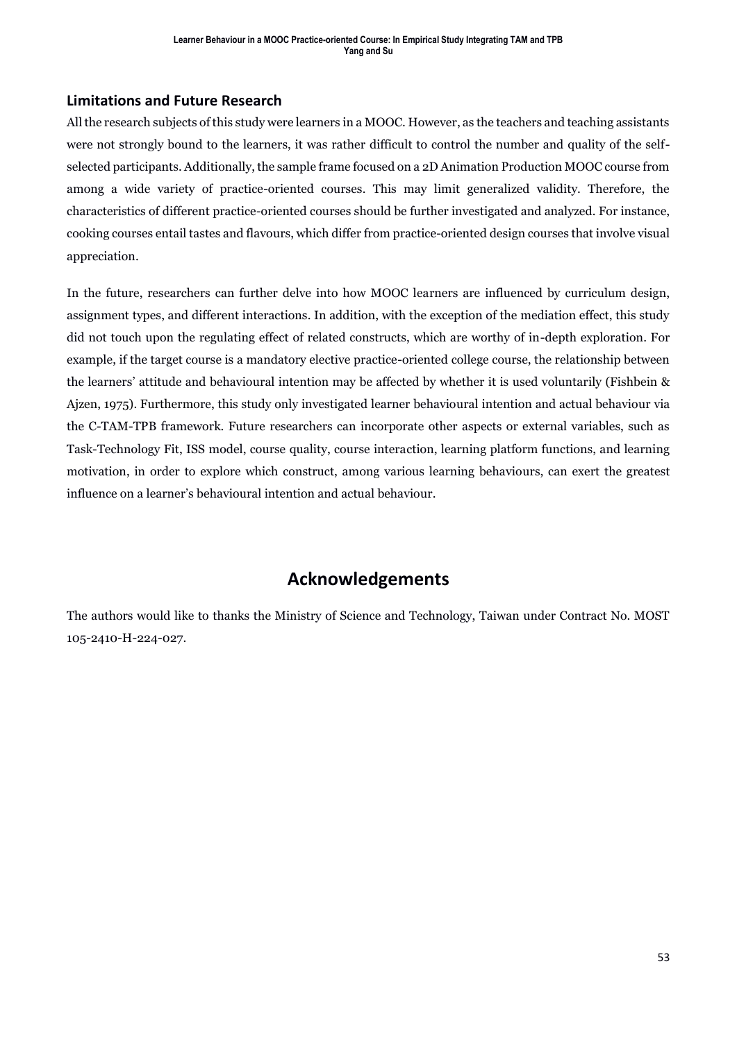## Limitations and Future Research

All the research subjects of this study were learners in a MOOC. However, as the teachers and teaching assistants were not strongly bound to the learners, it was rather difficult to control the number and quality of the self-selected participants. Additionally, the sample frame focused on a 2D Animation Production MOOC course from among a wide variety of practice-oriented courses. This may limit generalized validity. Therefore, the characteristics of different practice-oriented courses should be further investigated and analyzed. For instance, cooking courses entail tastes and flavours, which differ from practice-oriented design courses that involve visual appreciation.

In the future, researchers can further delve into how MOOC learners are influenced by curriculum design, assignment types, and different interactions. In addition, with the exception of the mediation effect, this study did not touch upon the regulating effect of related constructs, which are worthy of in-depth exploration. For example, if the target course is a mandatory elective practice-oriented college course, the relationship between the learners' attitude and behavioural intention may be affected by whether it is used voluntarily (Fishbein & Ajzen, 1975). Furthermore, this study only investigated learner behavioural intention and actual behaviour via the C-TAM-TPB framework. Future researchers can incorporate other aspects or external variables, such as Task-Technology Fit, ISS model, course quality, course interaction, learning platform functions, and learning motivation, in order to explore which construct, among various learning behaviours, can exert the greatest influence on a learner's behavioural intention and actual behaviour.

# Acknowledgements

The authors would like to thanks the Ministry of Science and Technology, Taiwan under Contract No. MOST 105-2410-H-224-027.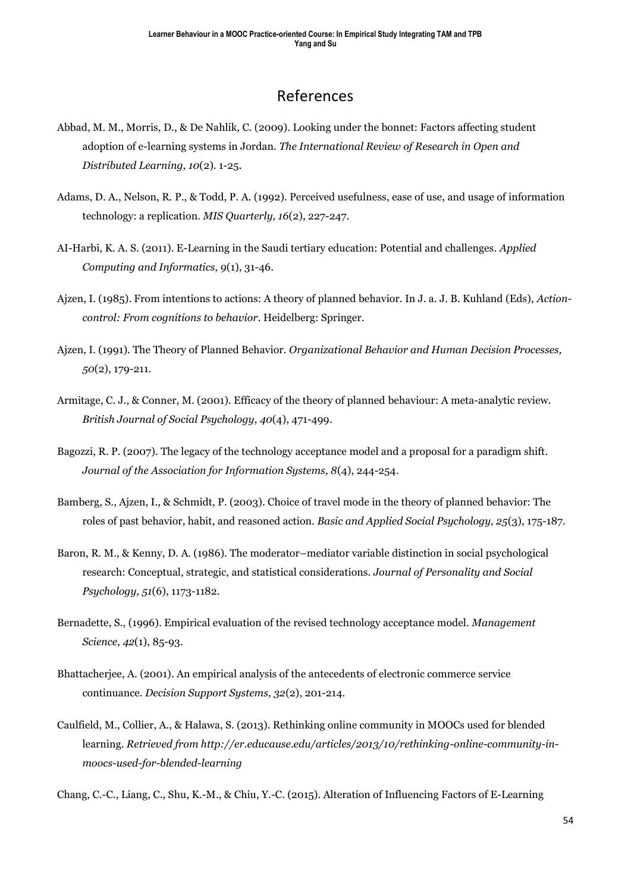# References

Abbad, M. M., Morris, D., & De Nahlik, C. (2009). Looking under the bonnet: Factors affecting student adoption of e-learning systems in Jordan. *The International Review of Research in Open and Distributed Learning, 10*(2). 1-25.

Adams, D. A., Nelson, R. P., & Todd, P. A. (1992). Perceived usefulness, ease of use, and usage of information technology: a replication. *MIS Quarterly, 16*(2), 227-247.

AI-Harbi, K. A. S. (2011). E-Learning in the Saudi tertiary education: Potential and challenges. *Applied Computing and Informatics, 9*(1), 31-46.

Ajzen, I. (1985). From intentions to actions: A theory of planned behavior. In J. a. J. B. Kuhland (Eds), *Action-control: From cognitions to behavior*. Heidelberg: Springer.

Ajzen, I. (1991). The Theory of Planned Behavior. *Organizational Behavior and Human Decision Processes, 50*(2), 179-211.

Armitage, C. J., & Conner, M. (2001). Efficacy of the theory of planned behaviour: A meta-analytic review. *British Journal of Social Psychology, 40*(4), 471-499.

Bagozzi, R. P. (2007). The legacy of the technology acceptance model and a proposal for a paradigm shift. *Journal of the Association for Information Systems, 8*(4), 244-254.

Bamberg, S., Ajzen, I., & Schmidt, P. (2003). Choice of travel mode in the theory of planned behavior: The roles of past behavior, habit, and reasoned action. *Basic and Applied Social Psychology, 25*(3), 175-187.

Baron, R. M., & Kenny, D. A. (1986). The moderator–mediator variable distinction in social psychological research: Conceptual, strategic, and statistical considerations. *Journal of Personality and Social Psychology, 51*(6), 1173-1182.

Bernadette, S., (1996). Empirical evaluation of the revised technology acceptance model. *Management Science, 42*(1), 85-93.

Bhattacherjee, A. (2001). An empirical analysis of the antecedents of electronic commerce service continuance. *Decision Support Systems, 32*(2), 201-214.

Caulfield, M., Collier, A., & Halawa, S. (2013). Rethinking online community in MOOCs used for blended learning. *Retrieved from http://er.educause.edu/articles/2013/10/rethinking-online-community-in-moocs-used-for-blended-learning*

Chang, C.-C., Liang, C., Shu, K.-M., & Chiu, Y.-C. (2015). Alteration of Influencing Factors of E-Learning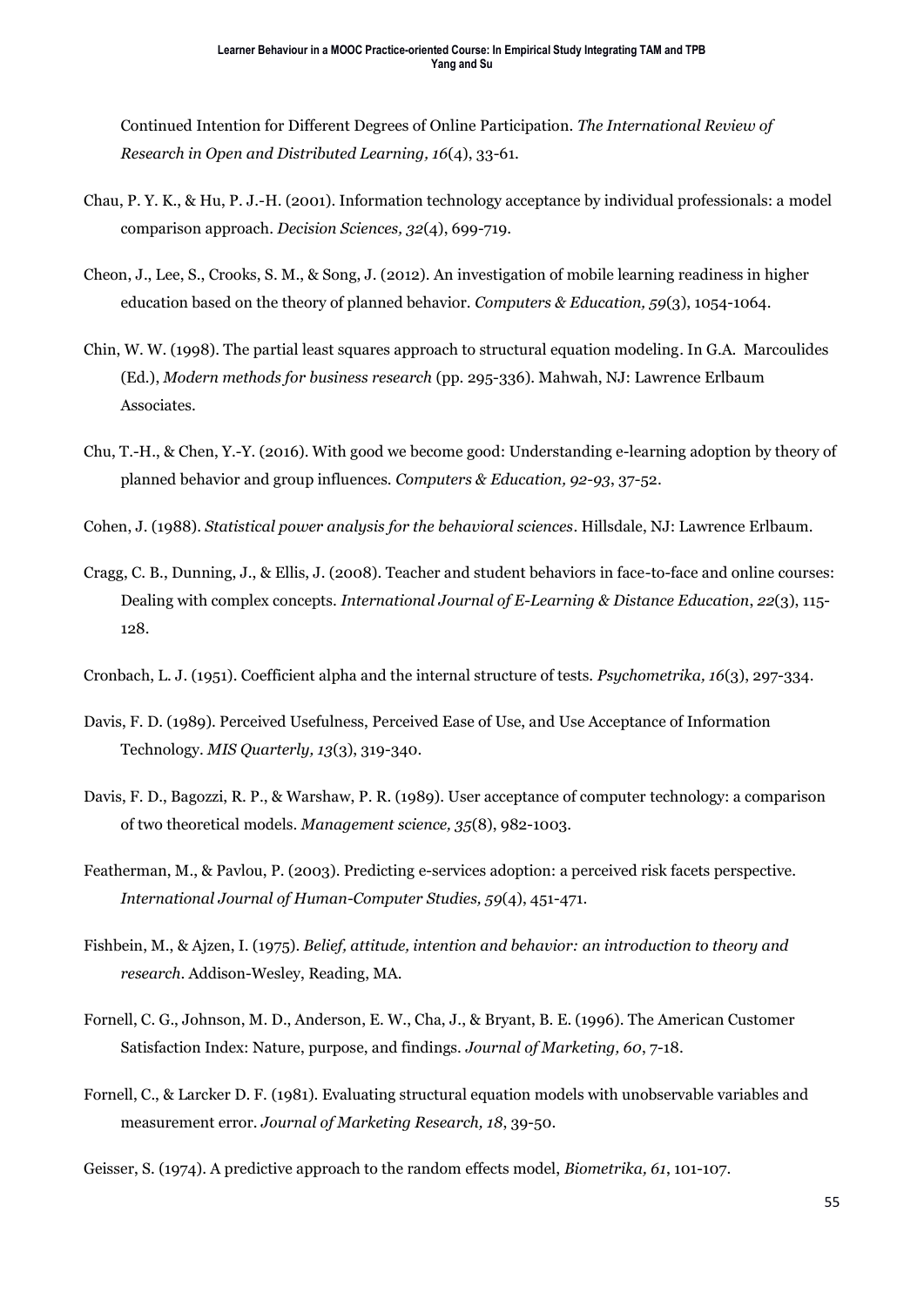Continued Intention for Different Degrees of Online Participation. *The International Review of Research in Open and Distributed Learning, 16*(4), 33-61.

Chau, P. Y. K., & Hu, P. J.-H. (2001). Information technology acceptance by individual professionals: a model comparison approach. *Decision Sciences, 32*(4), 699-719.

Cheon, J., Lee, S., Crooks, S. M., & Song, J. (2012). An investigation of mobile learning readiness in higher education based on the theory of planned behavior. *Computers & Education, 59*(3), 1054-1064.

Chin, W. W. (1998). The partial least squares approach to structural equation modeling. In G.A. Marcoulides (Ed.), *Modern methods for business research* (pp. 295-336). Mahwah, NJ: Lawrence Erlbaum Associates.

Chu, T.-H., & Chen, Y.-Y. (2016). With good we become good: Understanding e-learning adoption by theory of planned behavior and group influences. *Computers & Education, 92-93*, 37-52.

Cohen, J. (1988). *Statistical power analysis for the behavioral sciences*. Hillsdale, NJ: Lawrence Erlbaum.

Cragg, C. B., Dunning, J., & Ellis, J. (2008). Teacher and student behaviors in face-to-face and online courses: Dealing with complex concepts. *International Journal of E-Learning & Distance Education*, *22*(3), 115-128.

Cronbach, L. J. (1951). Coefficient alpha and the internal structure of tests. *Psychometrika, 16*(3), 297-334.

Davis, F. D. (1989). Perceived Usefulness, Perceived Ease of Use, and Use Acceptance of Information Technology. *MIS Quarterly, 13*(3), 319-340.

Davis, F. D., Bagozzi, R. P., & Warshaw, P. R. (1989). User acceptance of computer technology: a comparison of two theoretical models. *Management science, 35*(8), 982-1003.

Featherman, M., & Pavlou, P. (2003). Predicting e-services adoption: a perceived risk facets perspective. *International Journal of Human-Computer Studies, 59*(4), 451-471.

Fishbein, M., & Ajzen, I. (1975). *Belief, attitude, intention and behavior: an introduction to theory and research*. Addison-Wesley, Reading, MA.

Fornell, C. G., Johnson, M. D., Anderson, E. W., Cha, J., & Bryant, B. E. (1996). The American Customer Satisfaction Index: Nature, purpose, and findings. *Journal of Marketing, 60*, 7-18.

Fornell, C., & Larcker D. F. (1981). Evaluating structural equation models with unobservable variables and measurement error. *Journal of Marketing Research, 18*, 39-50.

Geisser, S. (1974). A predictive approach to the random effects model, *Biometrika, 61*, 101-107.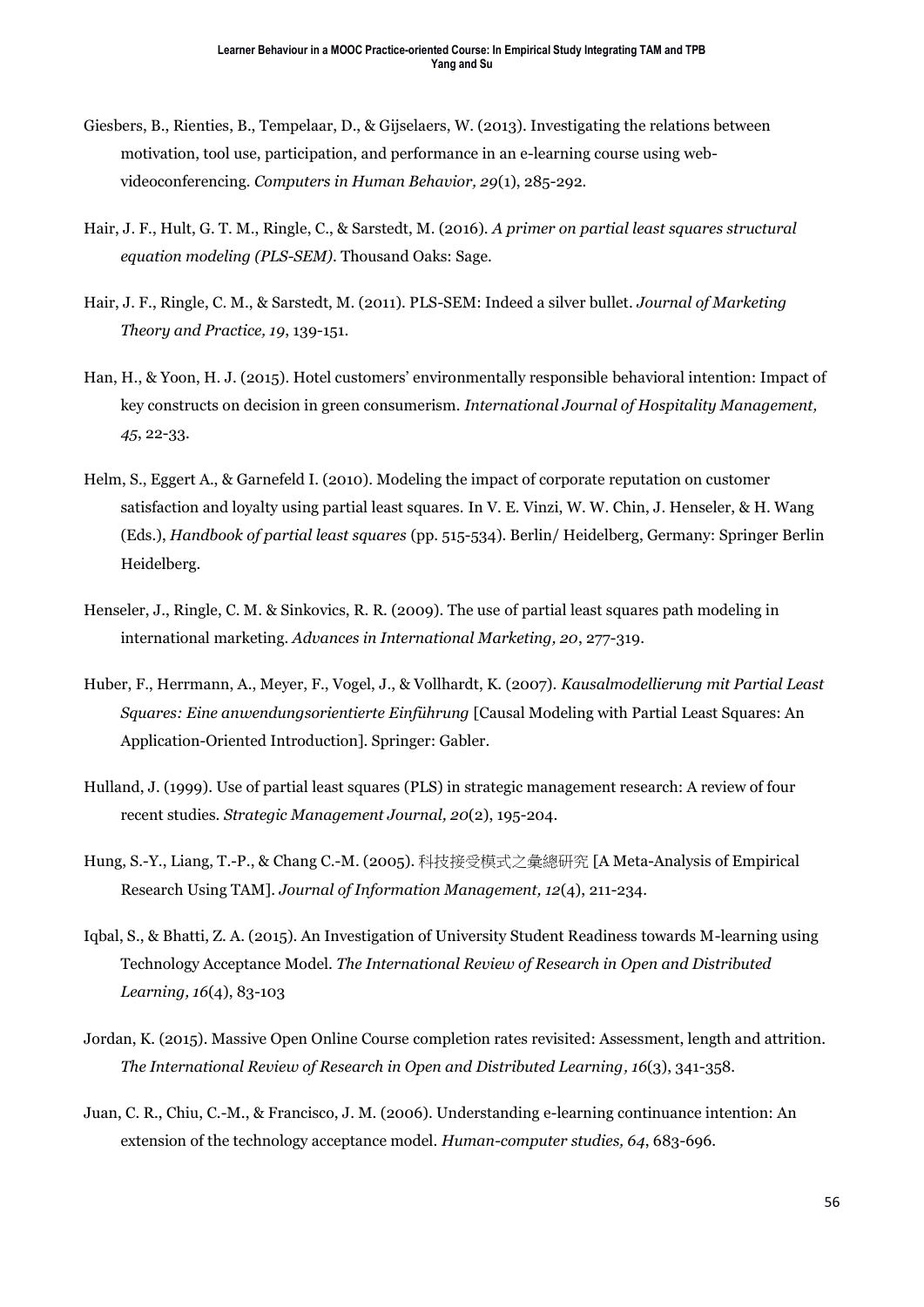Giesbers, B., Rienties, B., Tempelaar, D., & Gijselaers, W. (2013). Investigating the relations between motivation, tool use, participation, and performance in an e-learning course using web-videoconferencing. *Computers in Human Behavior, 29*(1), 285-292.

Hair, J. F., Hult, G. T. M., Ringle, C., & Sarstedt, M. (2016). *A primer on partial least squares structural equation modeling (PLS-SEM)*. Thousand Oaks: Sage.

Hair, J. F., Ringle, C. M., & Sarstedt, M. (2011). PLS-SEM: Indeed a silver bullet. *Journal of Marketing Theory and Practice, 19*, 139-151.

Han, H., & Yoon, H. J. (2015). Hotel customers' environmentally responsible behavioral intention: Impact of key constructs on decision in green consumerism. *International Journal of Hospitality Management, 45*, 22-33.

Helm, S., Eggert A., & Garnefeld I. (2010). Modeling the impact of corporate reputation on customer satisfaction and loyalty using partial least squares. In V. E. Vinzi, W. W. Chin, J. Henseler, & H. Wang (Eds.), *Handbook of partial least squares* (pp. 515-534). Berlin/ Heidelberg, Germany: Springer Berlin Heidelberg.

Henseler, J., Ringle, C. M. & Sinkovics, R. R. (2009). The use of partial least squares path modeling in international marketing. *Advances in International Marketing, 20*, 277-319.

Huber, F., Herrmann, A., Meyer, F., Vogel, J., & Vollhardt, K. (2007). *Kausalmodellierung mit Partial Least Squares: Eine anwendungsorientierte Einführung* [Causal Modeling with Partial Least Squares: An Application-Oriented Introduction]. Springer: Gabler.

Hulland, J. (1999). Use of partial least squares (PLS) in strategic management research: A review of four recent studies. *Strategic Management Journal, 20*(2), 195-204.

Hung, S.-Y., Liang, T.-P., & Chang C.-M. (2005). 科技接受模式之彙總研究 [A Meta-Analysis of Empirical Research Using TAM]. *Journal of Information Management, 12*(4), 211-234.

Iqbal, S., & Bhatti, Z. A. (2015). An Investigation of University Student Readiness towards M-learning using Technology Acceptance Model. *The International Review of Research in Open and Distributed Learning, 16*(4), 83-103

Jordan, K. (2015). Massive Open Online Course completion rates revisited: Assessment, length and attrition. *The International Review of Research in Open and Distributed Learning, 16*(3), 341-358.

Juan, C. R., Chiu, C.-M., & Francisco, J. M. (2006). Understanding e-learning continuance intention: An extension of the technology acceptance model. *Human-computer studies, 64*, 683-696.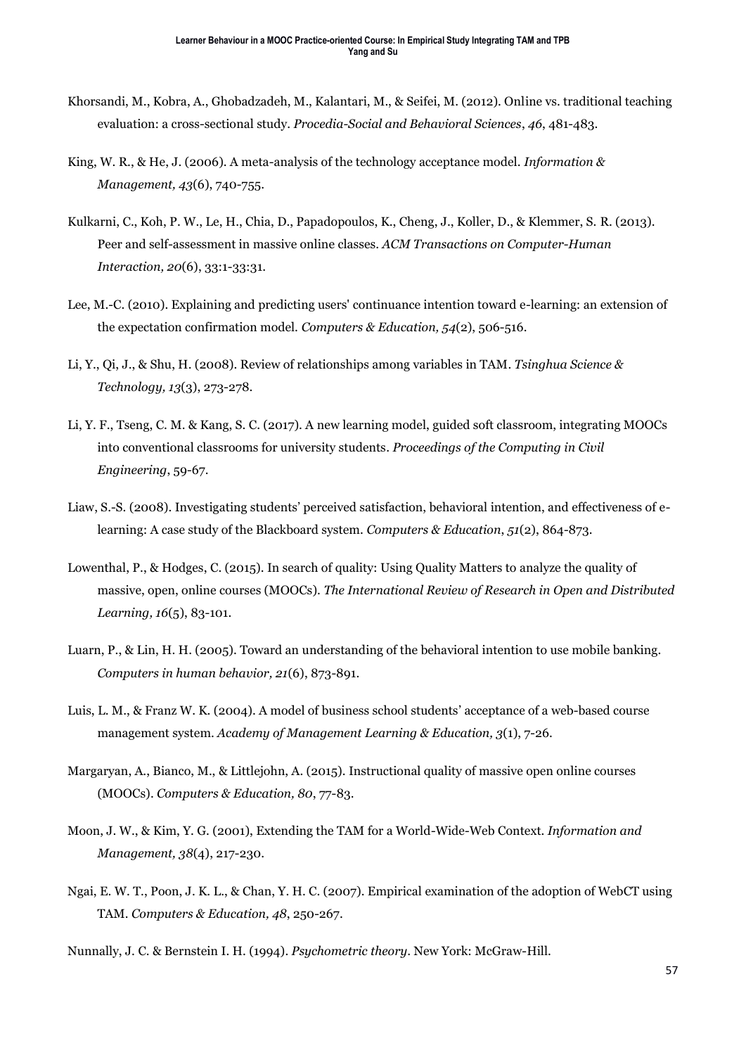Khorsandi, M., Kobra, A., Ghobadzadeh, M., Kalantari, M., & Seifei, M. (2012). Online vs. traditional teaching evaluation: a cross-sectional study. *Procedia-Social and Behavioral Sciences*, *46*, 481-483.

King, W. R., & He, J. (2006). A meta-analysis of the technology acceptance model. *Information & Management, 43*(6), 740-755.

Kulkarni, C., Koh, P. W., Le, H., Chia, D., Papadopoulos, K., Cheng, J., Koller, D., & Klemmer, S. R. (2013). Peer and self-assessment in massive online classes. *ACM Transactions on Computer-Human Interaction, 20*(6), 33:1-33:31.

Lee, M.-C. (2010). Explaining and predicting users' continuance intention toward e-learning: an extension of the expectation confirmation model. *Computers & Education, 54*(2), 506-516.

Li, Y., Qi, J., & Shu, H. (2008). Review of relationships among variables in TAM. *Tsinghua Science & Technology, 13*(3), 273-278.

Li, Y. F., Tseng, C. M. & Kang, S. C. (2017). A new learning model, guided soft classroom, integrating MOOCs into conventional classrooms for university students. *Proceedings of the Computing in Civil Engineering*, 59-67.

Liaw, S.-S. (2008). Investigating students' perceived satisfaction, behavioral intention, and effectiveness of e-learning: A case study of the Blackboard system. *Computers & Education*, *51*(2), 864-873.

Lowenthal, P., & Hodges, C. (2015). In search of quality: Using Quality Matters to analyze the quality of massive, open, online courses (MOOCs). *The International Review of Research in Open and Distributed Learning, 16*(5), 83-101.

Luarn, P., & Lin, H. H. (2005). Toward an understanding of the behavioral intention to use mobile banking. *Computers in human behavior, 21*(6), 873-891.

Luis, L. M., & Franz W. K. (2004). A model of business school students' acceptance of a web-based course management system. *Academy of Management Learning & Education, 3*(1), 7-26.

Margaryan, A., Bianco, M., & Littlejohn, A. (2015). Instructional quality of massive open online courses (MOOCs). *Computers & Education, 80*, 77-83.

Moon, J. W., & Kim, Y. G. (2001), Extending the TAM for a World-Wide-Web Context. *Information and Management, 38*(4), 217-230.

Ngai, E. W. T., Poon, J. K. L., & Chan, Y. H. C. (2007). Empirical examination of the adoption of WebCT using TAM. *Computers & Education, 48*, 250-267.

Nunnally, J. C. & Bernstein I. H. (1994). *Psychometric theory*. New York: McGraw-Hill.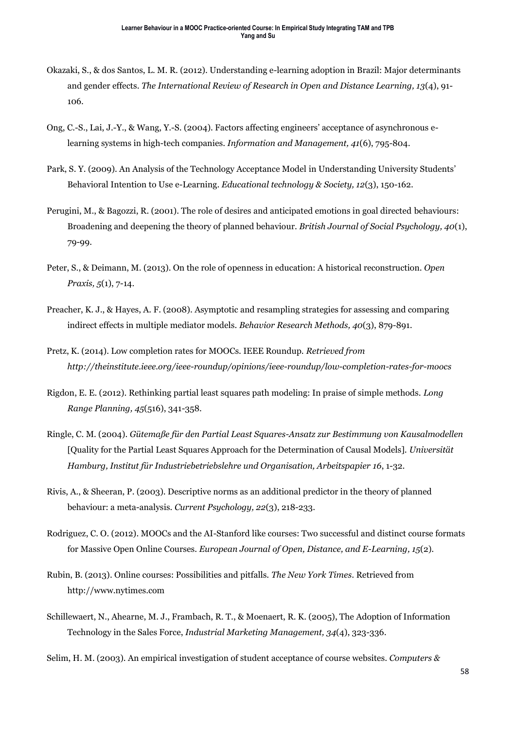Okazaki, S., & dos Santos, L. M. R. (2012). Understanding e-learning adoption in Brazil: Major determinants and gender effects. *The International Review of Research in Open and Distance Learning, 13*(4), 91-106.

Ong, C.-S., Lai, J.-Y., & Wang, Y.-S. (2004). Factors affecting engineers' acceptance of asynchronous e-learning systems in high-tech companies. *Information and Management, 41*(6), 795-804.

Park, S. Y. (2009). An Analysis of the Technology Acceptance Model in Understanding University Students' Behavioral Intention to Use e-Learning. *Educational technology & Society, 12*(3), 150-162.

Perugini, M., & Bagozzi, R. (2001). The role of desires and anticipated emotions in goal directed behaviours: Broadening and deepening the theory of planned behaviour. *British Journal of Social Psychology, 40*(1), 79-99.

Peter, S., & Deimann, M. (2013). On the role of openness in education: A historical reconstruction. *Open Praxis, 5*(1), 7-14.

Preacher, K. J., & Hayes, A. F. (2008). Asymptotic and resampling strategies for assessing and comparing indirect effects in multiple mediator models. *Behavior Research Methods, 40*(3), 879-891.

Pretz, K. (2014). Low completion rates for MOOCs. IEEE Roundup. *Retrieved from http://theinstitute.ieee.org/ieee-roundup/opinions/ieee-roundup/low-completion-rates-for-moocs*

Rigdon, E. E. (2012). Rethinking partial least squares path modeling: In praise of simple methods. *Long Range Planning, 45*(516), 341-358.

Ringle, C. M. (2004). *Gütemaße für den Partial Least Squares-Ansatz zur Bestimmung von Kausalmodellen* [Quality for the Partial Least Squares Approach for the Determination of Causal Models]. *Universität Hamburg, Institut für Industriebetriebslehre und Organisation, Arbeitspapier 16*, 1-32.

Rivis, A., & Sheeran, P. (2003). Descriptive norms as an additional predictor in the theory of planned behaviour: a meta-analysis. *Current Psychology, 22*(3), 218-233.

Rodriguez, C. O. (2012). MOOCs and the AI-Stanford like courses: Two successful and distinct course formats for Massive Open Online Courses. *European Journal of Open, Distance, and E-Learning, 15*(2).

Rubin, B. (2013). Online courses: Possibilities and pitfalls. *The New York Times*. Retrieved from http://www.nytimes.com

Schillewaert, N., Ahearne, M. J., Frambach, R. T., & Moenaert, R. K. (2005), The Adoption of Information Technology in the Sales Force, *Industrial Marketing Management, 34*(4), 323-336.

Selim, H. M. (2003). An empirical investigation of student acceptance of course websites. *Computers &*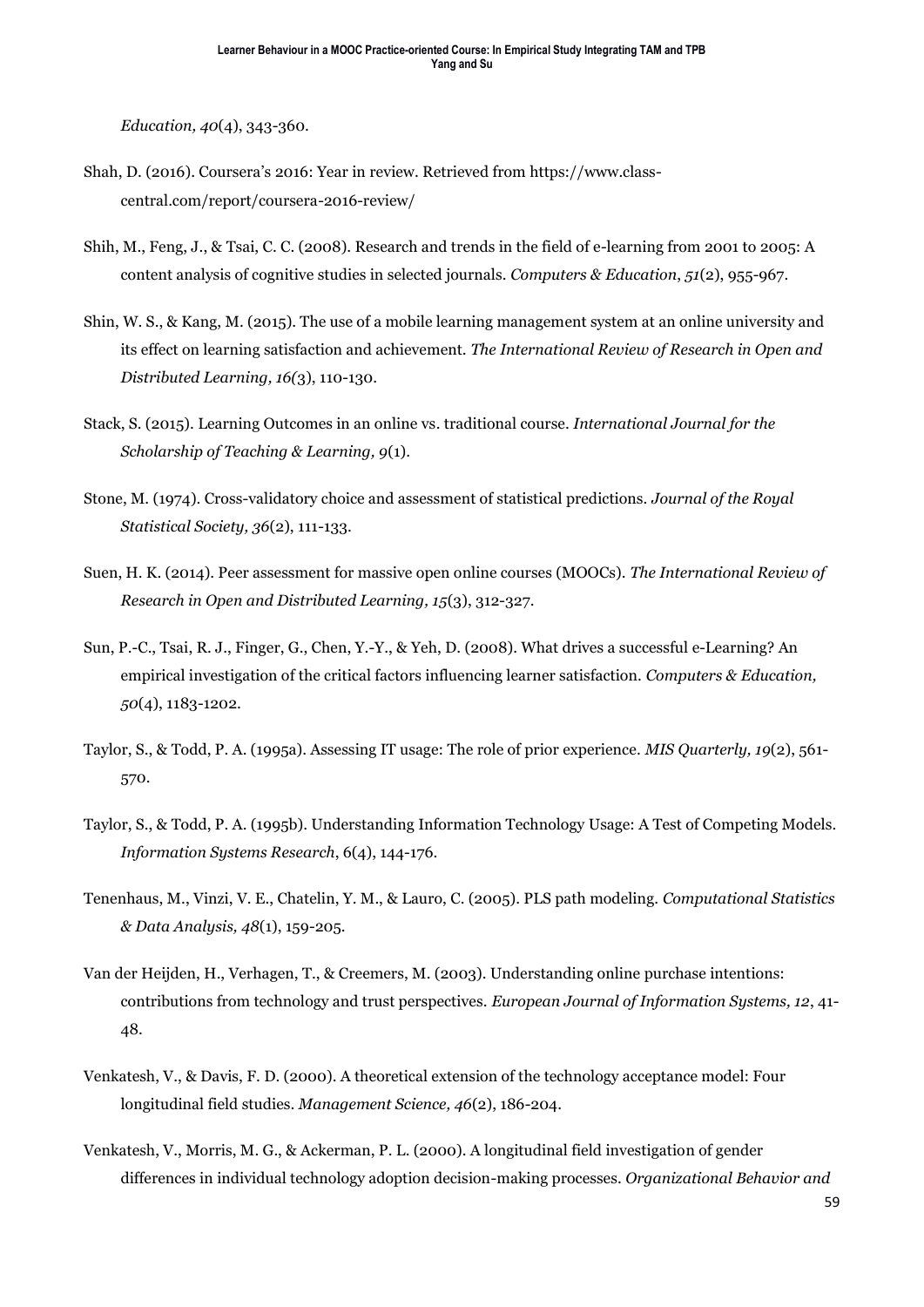*Education, 40*(4), 343-360.

Shah, D. (2016). Coursera's 2016: Year in review. Retrieved from https://www.class-central.com/report/coursera-2016-review/

Shih, M., Feng, J., & Tsai, C. C. (2008). Research and trends in the field of e-learning from 2001 to 2005: A content analysis of cognitive studies in selected journals. *Computers & Education*, *51*(2), 955-967.

Shin, W. S., & Kang, M. (2015). The use of a mobile learning management system at an online university and its effect on learning satisfaction and achievement. *The International Review of Research in Open and Distributed Learning, 16(*3), 110-130.

Stack, S. (2015). Learning Outcomes in an online vs. traditional course. *International Journal for the Scholarship of Teaching & Learning, 9*(1).

Stone, M. (1974). Cross-validatory choice and assessment of statistical predictions. *Journal of the Royal Statistical Society, 36*(2), 111-133.

Suen, H. K. (2014). Peer assessment for massive open online courses (MOOCs). *The International Review of Research in Open and Distributed Learning, 15*(3), 312-327.

Sun, P.-C., Tsai, R. J., Finger, G., Chen, Y.-Y., & Yeh, D. (2008). What drives a successful e-Learning? An empirical investigation of the critical factors influencing learner satisfaction. *Computers & Education, 50*(4), 1183-1202.

Taylor, S., & Todd, P. A. (1995a). Assessing IT usage: The role of prior experience. *MIS Quarterly, 19*(2), 561-570.

Taylor, S., & Todd, P. A. (1995b). Understanding Information Technology Usage: A Test of Competing Models. *Information Systems Research*, 6(4), 144-176.

Tenenhaus, M., Vinzi, V. E., Chatelin, Y. M., & Lauro, C. (2005). PLS path modeling. *Computational Statistics & Data Analysis, 48*(1), 159-205.

Van der Heijden, H., Verhagen, T., & Creemers, M. (2003). Understanding online purchase intentions: contributions from technology and trust perspectives. *European Journal of Information Systems, 12*, 41-48.

Venkatesh, V., & Davis, F. D. (2000). A theoretical extension of the technology acceptance model: Four longitudinal field studies. *Management Science, 46*(2), 186-204.

Venkatesh, V., Morris, M. G., & Ackerman, P. L. (2000). A longitudinal field investigation of gender differences in individual technology adoption decision-making processes. *Organizational Behavior and*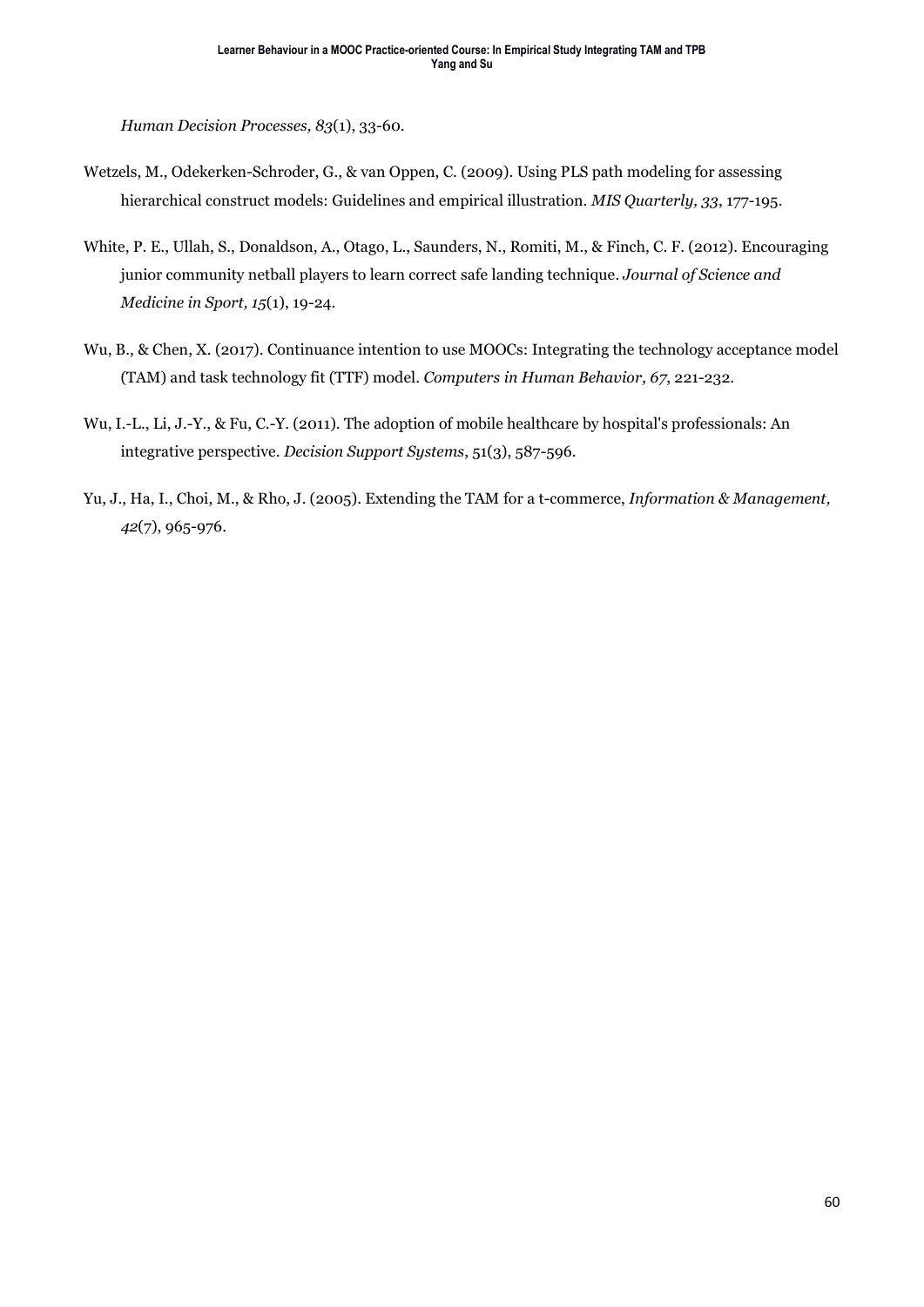*Human Decision Processes, 83*(1), 33-60.

Wetzels, M., Odekerken-Schroder, G., & van Oppen, C. (2009). Using PLS path modeling for assessing hierarchical construct models: Guidelines and empirical illustration. *MIS Quarterly, 33*, 177-195.

White, P. E., Ullah, S., Donaldson, A., Otago, L., Saunders, N., Romiti, M., & Finch, C. F. (2012). Encouraging junior community netball players to learn correct safe landing technique. *Journal of Science and Medicine in Sport, 15*(1), 19-24.

Wu, B., & Chen, X. (2017). Continuance intention to use MOOCs: Integrating the technology acceptance model (TAM) and task technology fit (TTF) model. *Computers in Human Behavior, 67*, 221-232.

Wu, I.-L., Li, J.-Y., & Fu, C.-Y. (2011). The adoption of mobile healthcare by hospital's professionals: An integrative perspective. *Decision Support Systems*, 51(3), 587-596.

Yu, J., Ha, I., Choi, M., & Rho, J. (2005). Extending the TAM for a t-commerce, *Information & Management, 42*(7), 965-976.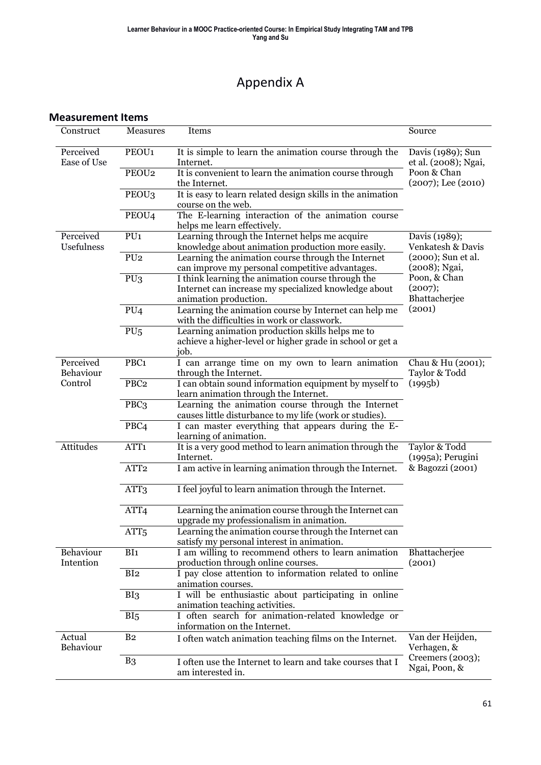# Appendix A

## Measurement Items

| Construct | Measures | Items | Source |
|---|---|---|---|
| Perceived Ease of Use | PEOU1 | It is simple to learn the animation course through the Internet. | Davis (1989); Sun et al. (2008); Ngai, Poon & Chan (2007); Lee (2010) |
| | PEOU2 | It is convenient to learn the animation course through the Internet. | |
| | PEOU3 | It is easy to learn related design skills in the animation course on the web. | |
| | PEOU4 | The E-learning interaction of the animation course helps me learn effectively. | |
| Perceived Usefulness | PU1 | Learning through the Internet helps me acquire knowledge about animation production more easily. | Davis (1989); Venkatesh & Davis (2000); Sun et al. (2008); Ngai, Poon, & Chan (2007); Bhattacherjee (2001) |
| | PU2 | Learning the animation course through the Internet can improve my personal competitive advantages. | |
| | PU3 | I think learning the animation course through the Internet can increase my specialized knowledge about animation production. | |
| | PU4 | Learning the animation course by Internet can help me with the difficulties in work or classwork. | |
| | PU5 | Learning animation production skills helps me to achieve a higher-level or higher grade in school or get a job. | |
| Perceived Behaviour Control | PBC1 | I can arrange time on my own to learn animation through the Internet. | Chau & Hu (2001); Taylor & Todd (1995b) |
| | PBC2 | I can obtain sound information equipment by myself to learn animation through the Internet. | |
| | PBC3 | Learning the animation course through the Internet causes little disturbance to my life (work or studies). | |
| | PBC4 | I can master everything that appears during the E-learning of animation. | |
| Attitudes | ATT1 | It is a very good method to learn animation through the Internet. | Taylor & Todd (1995a); Perugini & Bagozzi (2001) |
| | ATT2 | I am active in learning animation through the Internet. | |
| | ATT3 | I feel joyful to learn animation through the Internet. | |
| | ATT4 | Learning the animation course through the Internet can upgrade my professionalism in animation. | |
| | ATT5 | Learning the animation course through the Internet can satisfy my personal interest in animation. | |
| Behaviour Intention | BI1 | I am willing to recommend others to learn animation production through online courses. | Bhattacherjee (2001) |
| | BI2 | I pay close attention to information related to online animation courses. | |
| | BI3 | I will be enthusiastic about participating in online animation teaching activities. | |
| | BI5 | I often search for animation-related knowledge or information on the Internet. | |
| Actual Behaviour | B2 | I often watch animation teaching films on the Internet. | Van der Heijden, Verhagen, & Creemers (2003); Ngai, Poon, & |
| | B3 | I often use the Internet to learn and take courses that I am interested in. | |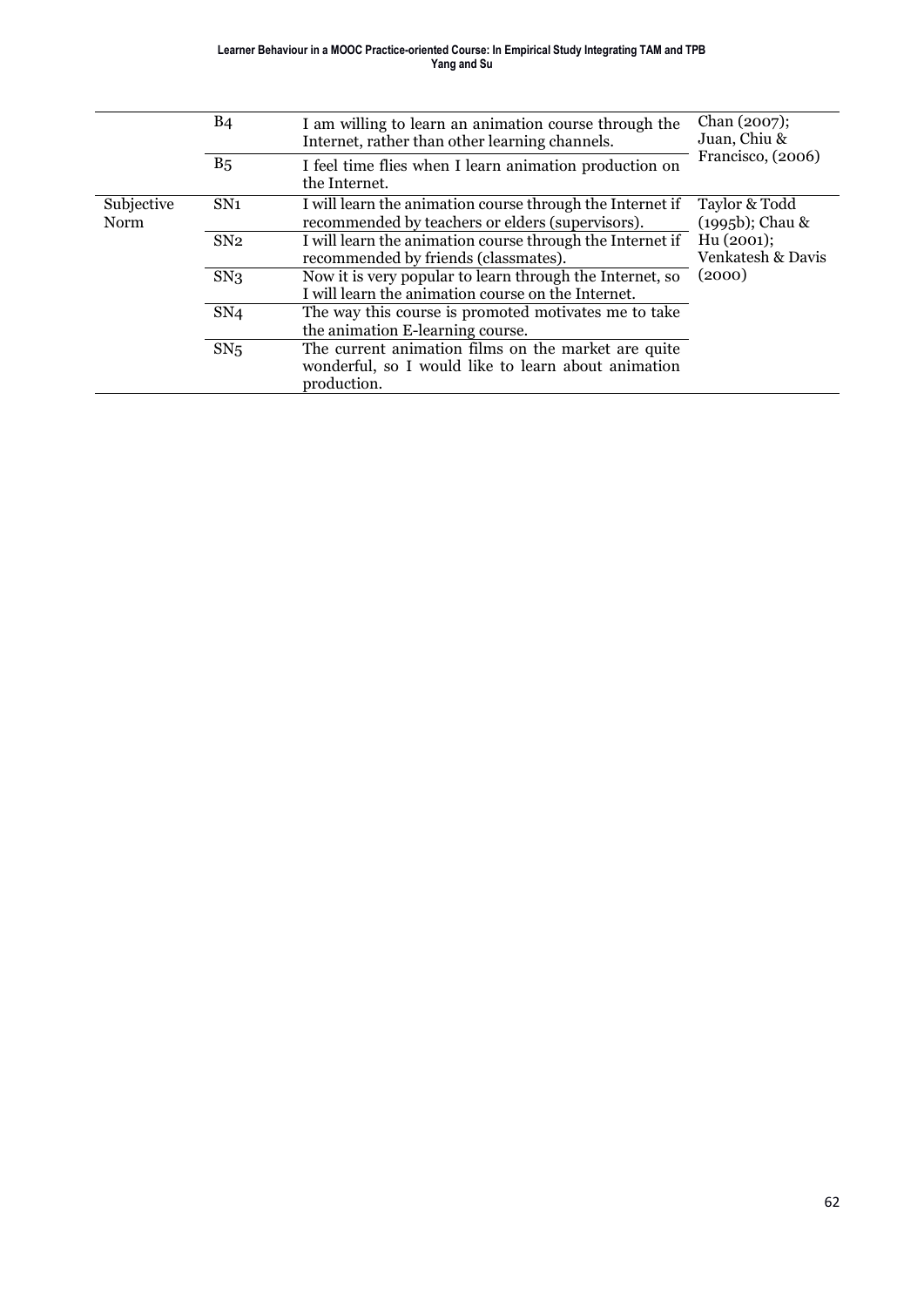| | | | |
|---|---|---|---|
| | B4 | I am willing to learn an animation course through the Internet, rather than other learning channels. | Chan (2007); Juan, Chiu & Francisco, (2006) |
| | B5 | I feel time flies when I learn animation production on the Internet. | |
| Subjective Norm | SN1 | I will learn the animation course through the Internet if recommended by teachers or elders (supervisors). | Taylor & Todd (1995b); Chau & Hu (2001); Venkatesh & Davis (2000) |
| | SN2 | I will learn the animation course through the Internet if recommended by friends (classmates). | |
| | SN3 | Now it is very popular to learn through the Internet, so I will learn the animation course on the Internet. | |
| | SN4 | The way this course is promoted motivates me to take the animation E-learning course. | |
| | SN5 | The current animation films on the market are quite wonderful, so I would like to learn about animation production. | |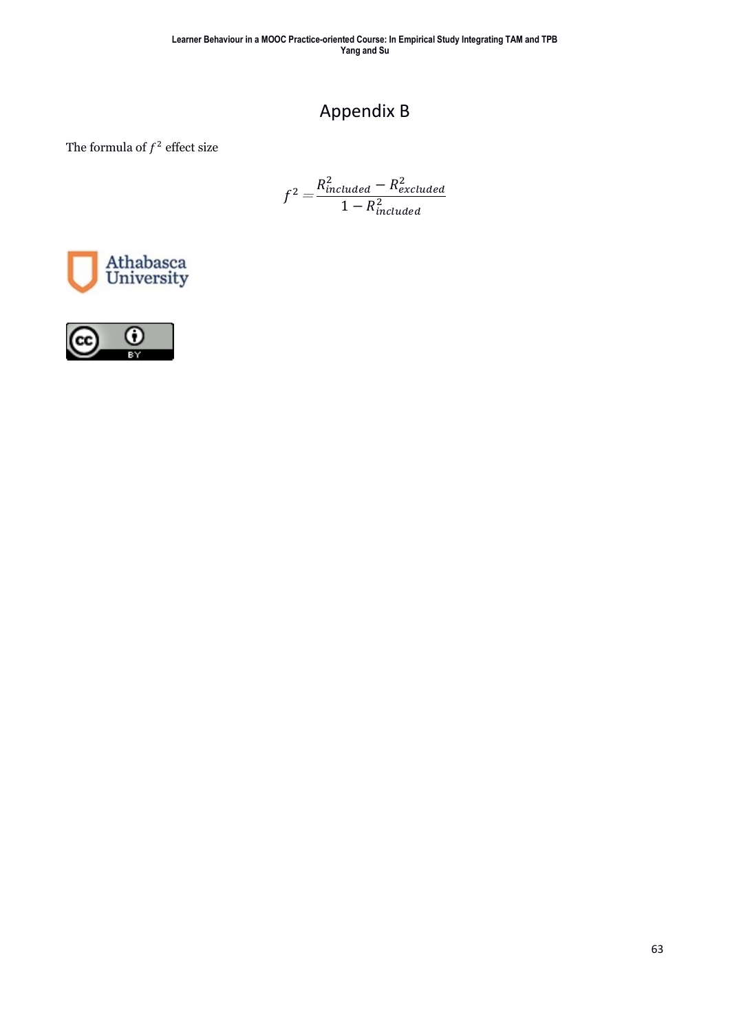# Appendix B

The formula of $f^2$ effect size

$$f^2 = \frac{R^2_{included} - R^2_{excluded}}{1 - R^2_{included}}$$